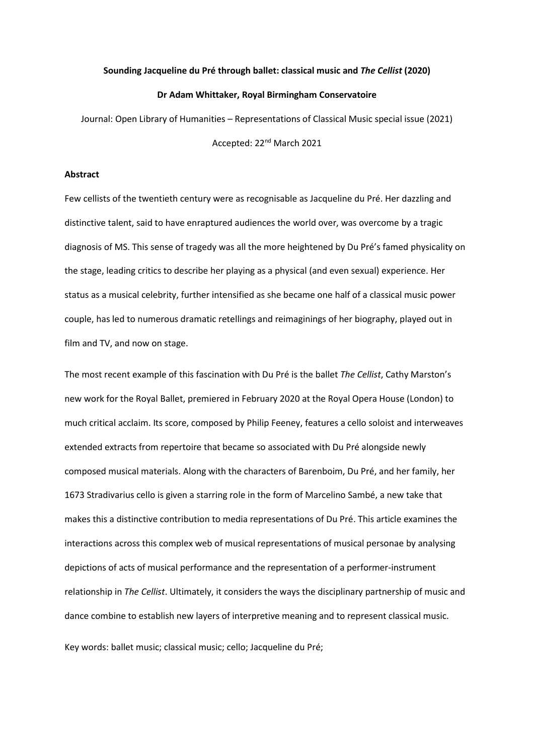**Sounding Jacqueline du Pré through ballet: classical music and *The Cellist* (2020)**

**Dr Adam Whittaker, Royal Birmingham Conservatoire**

Journal: Open Library of Humanities – Representations of Classical Music special issue (2021)

Accepted: 22nd March 2021

**Abstract**

Few cellists of the twentieth century were as recognisable as Jacqueline du Pré. Her dazzling and distinctive talent, said to have enraptured audiences the world over, was overcome by a tragic diagnosis of MS. This sense of tragedy was all the more heightened by Du Pré's famed physicality on the stage, leading critics to describe her playing as a physical (and even sexual) experience. Her status as a musical celebrity, further intensified as she became one half of a classical music power couple, has led to numerous dramatic retellings and reimaginings of her biography, played out in film and TV, and now on stage.

The most recent example of this fascination with Du Pré is the ballet *The Cellist*, Cathy Marston's new work for the Royal Ballet, premiered in February 2020 at the Royal Opera House (London) to much critical acclaim. Its score, composed by Philip Feeney, features a cello soloist and interweaves extended extracts from repertoire that became so associated with Du Pré alongside newly composed musical materials. Along with the characters of Barenboim, Du Pré, and her family, her 1673 Stradivarius cello is given a starring role in the form of Marcelino Sambé, a new take that makes this a distinctive contribution to media representations of Du Pré. This article examines the interactions across this complex web of musical representations of musical personae by analysing depictions of acts of musical performance and the representation of a performer-instrument relationship in *The Cellist*. Ultimately, it considers the ways the disciplinary partnership of music and dance combine to establish new layers of interpretive meaning and to represent classical music.

Key words: ballet music; classical music; cello; Jacqueline du Pré;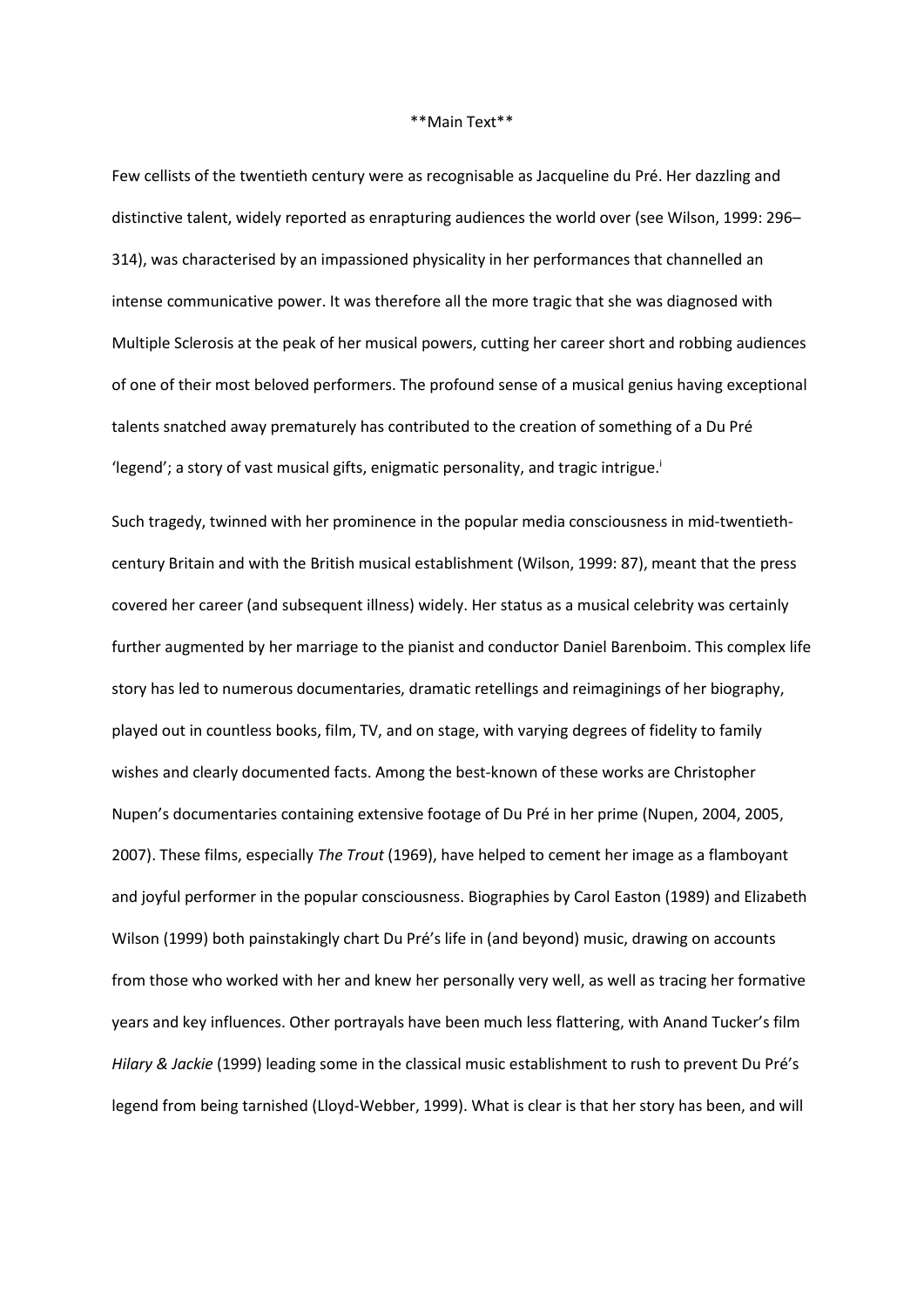**Main Text**

Few cellists of the twentieth century were as recognisable as Jacqueline du Pré. Her dazzling and distinctive talent, widely reported as enrapturing audiences the world over (see Wilson, 1999: 296–314), was characterised by an impassioned physicality in her performances that channelled an intense communicative power. It was therefore all the more tragic that she was diagnosed with Multiple Sclerosis at the peak of her musical powers, cutting her career short and robbing audiences of one of their most beloved performers. The profound sense of a musical genius having exceptional talents snatched away prematurely has contributed to the creation of something of a Du Pré 'legend'; a story of vast musical gifts, enigmatic personality, and tragic intrigue.[i]

Such tragedy, twinned with her prominence in the popular media consciousness in mid-twentieth-century Britain and with the British musical establishment (Wilson, 1999: 87), meant that the press covered her career (and subsequent illness) widely. Her status as a musical celebrity was certainly further augmented by her marriage to the pianist and conductor Daniel Barenboim. This complex life story has led to numerous documentaries, dramatic retellings and reimaginings of her biography, played out in countless books, film, TV, and on stage, with varying degrees of fidelity to family wishes and clearly documented facts. Among the best-known of these works are Christopher Nupen's documentaries containing extensive footage of Du Pré in her prime (Nupen, 2004, 2005, 2007). These films, especially *The Trout* (1969), have helped to cement her image as a flamboyant and joyful performer in the popular consciousness. Biographies by Carol Easton (1989) and Elizabeth Wilson (1999) both painstakingly chart Du Pré's life in (and beyond) music, drawing on accounts from those who worked with her and knew her personally very well, as well as tracing her formative years and key influences. Other portrayals have been much less flattering, with Anand Tucker's film *Hilary & Jackie* (1999) leading some in the classical music establishment to rush to prevent Du Pré's legend from being tarnished (Lloyd-Webber, 1999). What is clear is that her story has been, and will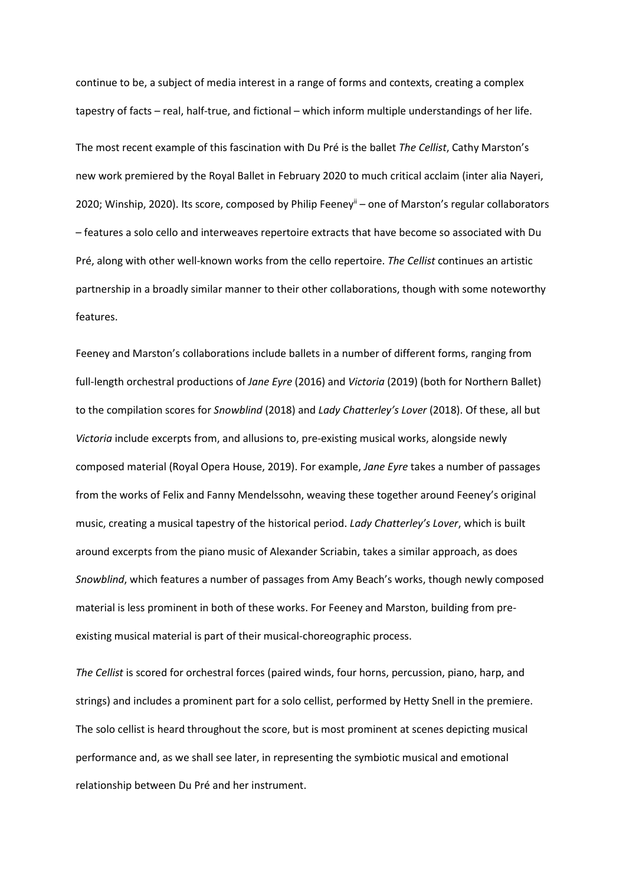continue to be, a subject of media interest in a range of forms and contexts, creating a complex tapestry of facts – real, half-true, and fictional – which inform multiple understandings of her life.

The most recent example of this fascination with Du Pré is the ballet *The Cellist*, Cathy Marston's new work premiered by the Royal Ballet in February 2020 to much critical acclaim (inter alia Nayeri, 2020; Winship, 2020). Its score, composed by Philip Feeney[ii] – one of Marston's regular collaborators – features a solo cello and interweaves repertoire extracts that have become so associated with Du Pré, along with other well-known works from the cello repertoire. *The Cellist* continues an artistic partnership in a broadly similar manner to their other collaborations, though with some noteworthy features.

Feeney and Marston's collaborations include ballets in a number of different forms, ranging from full-length orchestral productions of *Jane Eyre* (2016) and *Victoria* (2019) (both for Northern Ballet) to the compilation scores for *Snowblind* (2018) and *Lady Chatterley's Lover* (2018). Of these, all but *Victoria* include excerpts from, and allusions to, pre-existing musical works, alongside newly composed material (Royal Opera House, 2019). For example, *Jane Eyre* takes a number of passages from the works of Felix and Fanny Mendelssohn, weaving these together around Feeney's original music, creating a musical tapestry of the historical period. *Lady Chatterley's Lover*, which is built around excerpts from the piano music of Alexander Scriabin, takes a similar approach, as does *Snowblind*, which features a number of passages from Amy Beach's works, though newly composed material is less prominent in both of these works. For Feeney and Marston, building from pre-existing musical material is part of their musical-choreographic process.

*The Cellist* is scored for orchestral forces (paired winds, four horns, percussion, piano, harp, and strings) and includes a prominent part for a solo cellist, performed by Hetty Snell in the premiere. The solo cellist is heard throughout the score, but is most prominent at scenes depicting musical performance and, as we shall see later, in representing the symbiotic musical and emotional relationship between Du Pré and her instrument.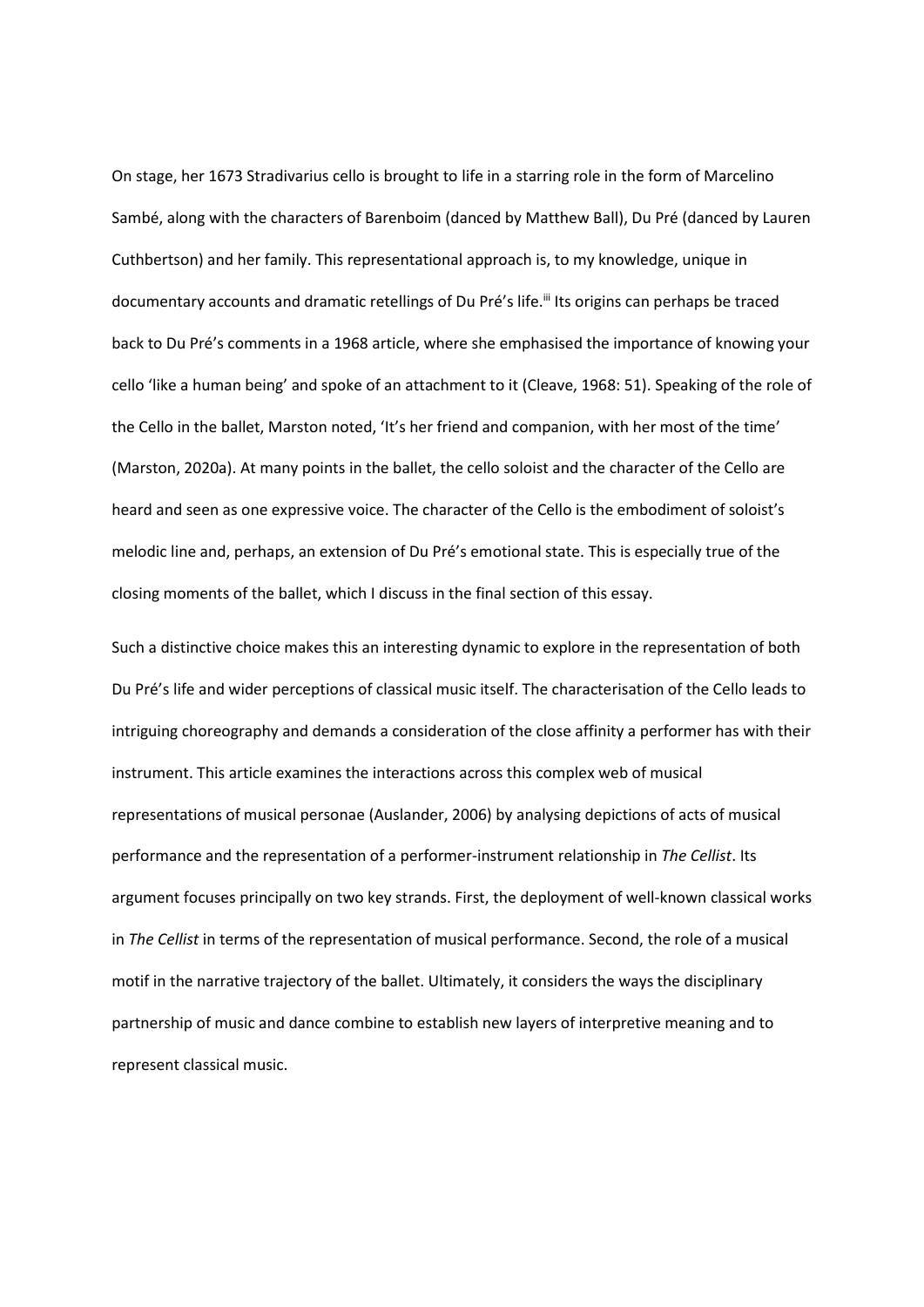On stage, her 1673 Stradivarius cello is brought to life in a starring role in the form of Marcelino Sambé, along with the characters of Barenboim (danced by Matthew Ball), Du Pré (danced by Lauren Cuthbertson) and her family. This representational approach is, to my knowledge, unique in documentary accounts and dramatic retellings of Du Pré's life.[iii] Its origins can perhaps be traced back to Du Pré's comments in a 1968 article, where she emphasised the importance of knowing your cello 'like a human being' and spoke of an attachment to it (Cleave, 1968: 51). Speaking of the role of the Cello in the ballet, Marston noted, 'It's her friend and companion, with her most of the time' (Marston, 2020a). At many points in the ballet, the cello soloist and the character of the Cello are heard and seen as one expressive voice. The character of the Cello is the embodiment of soloist's melodic line and, perhaps, an extension of Du Pré's emotional state. This is especially true of the closing moments of the ballet, which I discuss in the final section of this essay.

Such a distinctive choice makes this an interesting dynamic to explore in the representation of both Du Pré's life and wider perceptions of classical music itself. The characterisation of the Cello leads to intriguing choreography and demands a consideration of the close affinity a performer has with their instrument. This article examines the interactions across this complex web of musical representations of musical personae (Auslander, 2006) by analysing depictions of acts of musical performance and the representation of a performer-instrument relationship in *The Cellist*. Its argument focuses principally on two key strands. First, the deployment of well-known classical works in *The Cellist* in terms of the representation of musical performance. Second, the role of a musical motif in the narrative trajectory of the ballet. Ultimately, it considers the ways the disciplinary partnership of music and dance combine to establish new layers of interpretive meaning and to represent classical music.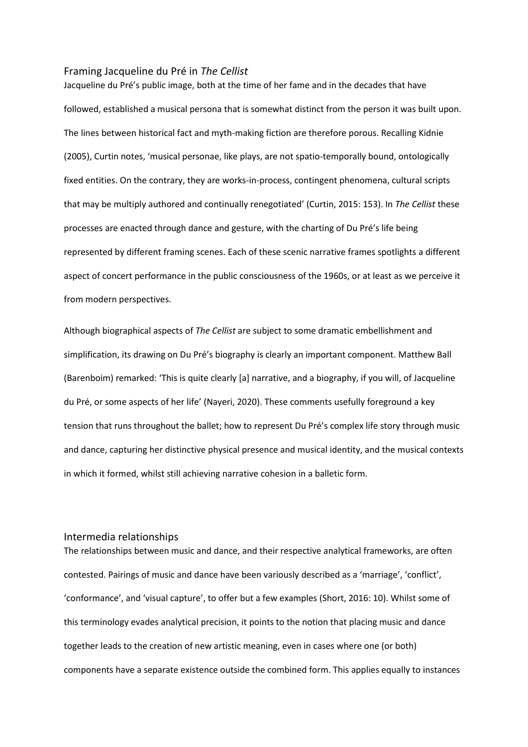## Framing Jacqueline du Pré in *The Cellist*

Jacqueline du Pré's public image, both at the time of her fame and in the decades that have followed, established a musical persona that is somewhat distinct from the person it was built upon. The lines between historical fact and myth-making fiction are therefore porous. Recalling Kidnie (2005), Curtin notes, 'musical personae, like plays, are not spatio-temporally bound, ontologically fixed entities. On the contrary, they are works-in-process, contingent phenomena, cultural scripts that may be multiply authored and continually renegotiated' (Curtin, 2015: 153). In *The Cellist* these processes are enacted through dance and gesture, with the charting of Du Pré's life being represented by different framing scenes. Each of these scenic narrative frames spotlights a different aspect of concert performance in the public consciousness of the 1960s, or at least as we perceive it from modern perspectives.

Although biographical aspects of *The Cellist* are subject to some dramatic embellishment and simplification, its drawing on Du Pré's biography is clearly an important component. Matthew Ball (Barenboim) remarked: 'This is quite clearly [a] narrative, and a biography, if you will, of Jacqueline du Pré, or some aspects of her life' (Nayeri, 2020). These comments usefully foreground a key tension that runs throughout the ballet; how to represent Du Pré's complex life story through music and dance, capturing her distinctive physical presence and musical identity, and the musical contexts in which it formed, whilst still achieving narrative cohesion in a balletic form.

## Intermedia relationships

The relationships between music and dance, and their respective analytical frameworks, are often contested. Pairings of music and dance have been variously described as a 'marriage', 'conflict', 'conformance', and 'visual capture', to offer but a few examples (Short, 2016: 10). Whilst some of this terminology evades analytical precision, it points to the notion that placing music and dance together leads to the creation of new artistic meaning, even in cases where one (or both) components have a separate existence outside the combined form. This applies equally to instances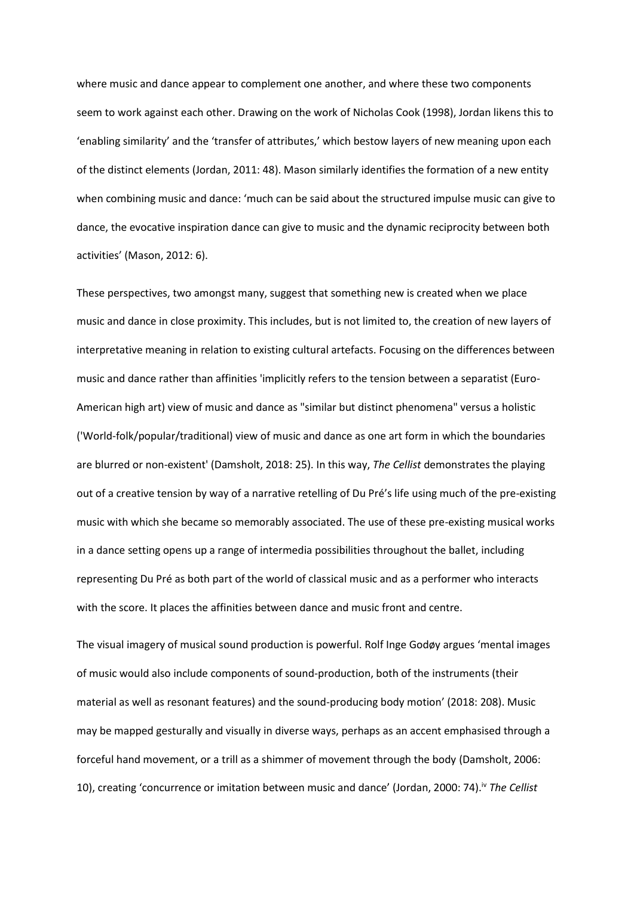where music and dance appear to complement one another, and where these two components seem to work against each other. Drawing on the work of Nicholas Cook (1998), Jordan likens this to 'enabling similarity' and the 'transfer of attributes,' which bestow layers of new meaning upon each of the distinct elements (Jordan, 2011: 48). Mason similarly identifies the formation of a new entity when combining music and dance: 'much can be said about the structured impulse music can give to dance, the evocative inspiration dance can give to music and the dynamic reciprocity between both activities' (Mason, 2012: 6).

These perspectives, two amongst many, suggest that something new is created when we place music and dance in close proximity. This includes, but is not limited to, the creation of new layers of interpretative meaning in relation to existing cultural artefacts. Focusing on the differences between music and dance rather than affinities 'implicitly refers to the tension between a separatist (Euro-American high art) view of music and dance as "similar but distinct phenomena" versus a holistic ('World-folk/popular/traditional) view of music and dance as one art form in which the boundaries are blurred or non-existent' (Damsholt, 2018: 25). In this way, *The Cellist* demonstrates the playing out of a creative tension by way of a narrative retelling of Du Pré's life using much of the pre-existing music with which she became so memorably associated. The use of these pre-existing musical works in a dance setting opens up a range of intermedia possibilities throughout the ballet, including representing Du Pré as both part of the world of classical music and as a performer who interacts with the score. It places the affinities between dance and music front and centre.

The visual imagery of musical sound production is powerful. Rolf Inge Godøy argues 'mental images of music would also include components of sound-production, both of the instruments (their material as well as resonant features) and the sound-producing body motion' (2018: 208). Music may be mapped gesturally and visually in diverse ways, perhaps as an accent emphasised through a forceful hand movement, or a trill as a shimmer of movement through the body (Damsholt, 2006: 10), creating 'concurrence or imitation between music and dance' (Jordan, 2000: 74).[iv] *The Cellist*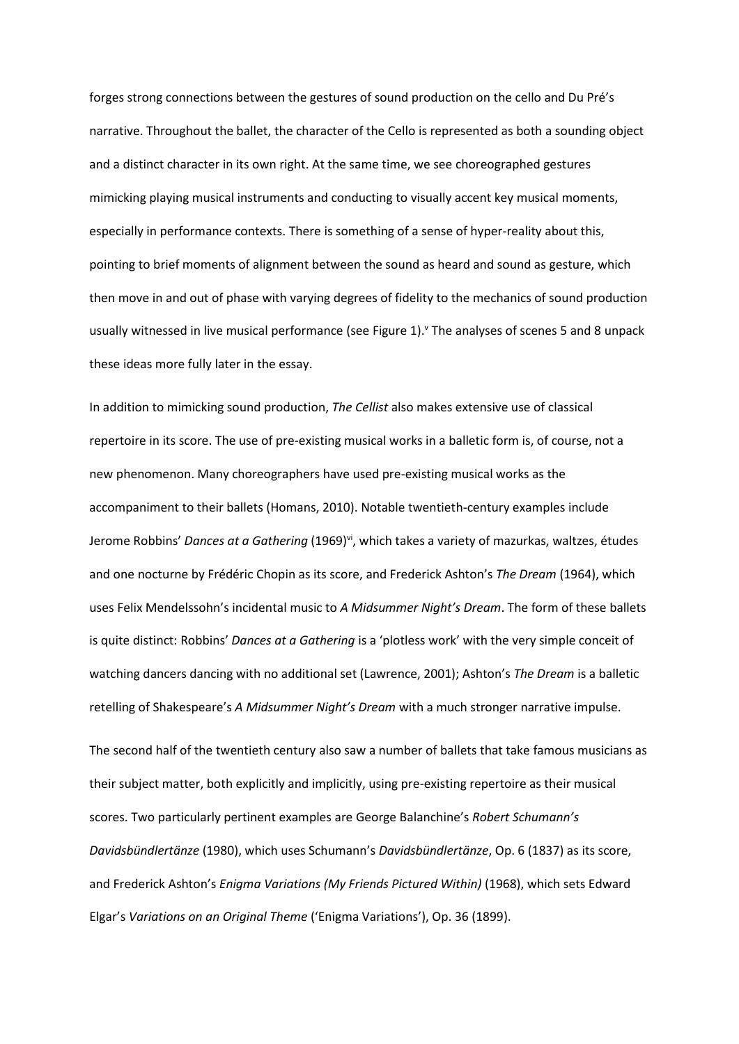forges strong connections between the gestures of sound production on the cello and Du Pré's narrative. Throughout the ballet, the character of the Cello is represented as both a sounding object and a distinct character in its own right. At the same time, we see choreographed gestures mimicking playing musical instruments and conducting to visually accent key musical moments, especially in performance contexts. There is something of a sense of hyper-reality about this, pointing to brief moments of alignment between the sound as heard and sound as gesture, which then move in and out of phase with varying degrees of fidelity to the mechanics of sound production usually witnessed in live musical performance (see Figure 1).[v] The analyses of scenes 5 and 8 unpack these ideas more fully later in the essay.

In addition to mimicking sound production, *The Cellist* also makes extensive use of classical repertoire in its score. The use of pre-existing musical works in a balletic form is, of course, not a new phenomenon. Many choreographers have used pre-existing musical works as the accompaniment to their ballets (Homans, 2010). Notable twentieth-century examples include Jerome Robbins' *Dances at a Gathering* (1969)[vi], which takes a variety of mazurkas, waltzes, études and one nocturne by Frédéric Chopin as its score, and Frederick Ashton's *The Dream* (1964), which uses Felix Mendelssohn's incidental music to *A Midsummer Night's Dream*. The form of these ballets is quite distinct: Robbins' *Dances at a Gathering* is a 'plotless work' with the very simple conceit of watching dancers dancing with no additional set (Lawrence, 2001); Ashton's *The Dream* is a balletic retelling of Shakespeare's *A Midsummer Night's Dream* with a much stronger narrative impulse.

The second half of the twentieth century also saw a number of ballets that take famous musicians as their subject matter, both explicitly and implicitly, using pre-existing repertoire as their musical scores. Two particularly pertinent examples are George Balanchine's *Robert Schumann's Davidsbündlertänze* (1980), which uses Schumann's *Davidsbündlertänze*, Op. 6 (1837) as its score, and Frederick Ashton's *Enigma Variations (My Friends Pictured Within)* (1968), which sets Edward Elgar's *Variations on an Original Theme* ('Enigma Variations'), Op. 36 (1899).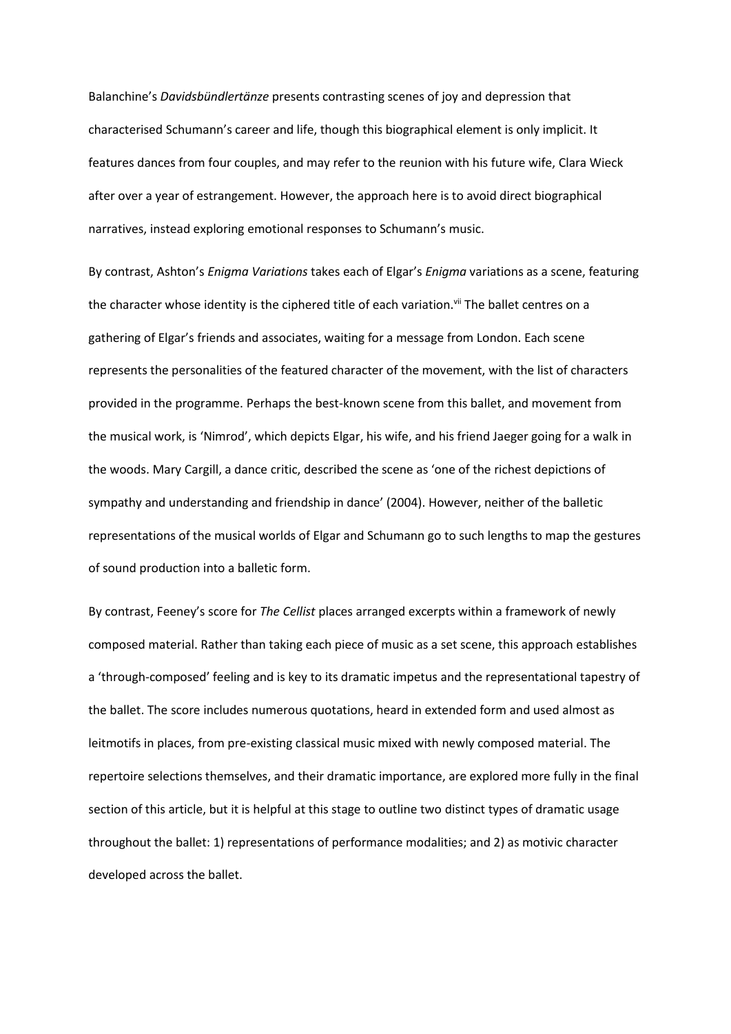Balanchine's *Davidsbündlertänze* presents contrasting scenes of joy and depression that characterised Schumann's career and life, though this biographical element is only implicit. It features dances from four couples, and may refer to the reunion with his future wife, Clara Wieck after over a year of estrangement. However, the approach here is to avoid direct biographical narratives, instead exploring emotional responses to Schumann's music.

By contrast, Ashton's *Enigma Variations* takes each of Elgar's *Enigma* variations as a scene, featuring the character whose identity is the ciphered title of each variation.[vii] The ballet centres on a gathering of Elgar's friends and associates, waiting for a message from London. Each scene represents the personalities of the featured character of the movement, with the list of characters provided in the programme. Perhaps the best-known scene from this ballet, and movement from the musical work, is 'Nimrod', which depicts Elgar, his wife, and his friend Jaeger going for a walk in the woods. Mary Cargill, a dance critic, described the scene as 'one of the richest depictions of sympathy and understanding and friendship in dance' (2004). However, neither of the balletic representations of the musical worlds of Elgar and Schumann go to such lengths to map the gestures of sound production into a balletic form.

By contrast, Feeney's score for *The Cellist* places arranged excerpts within a framework of newly composed material. Rather than taking each piece of music as a set scene, this approach establishes a 'through-composed' feeling and is key to its dramatic impetus and the representational tapestry of the ballet. The score includes numerous quotations, heard in extended form and used almost as leitmotifs in places, from pre-existing classical music mixed with newly composed material. The repertoire selections themselves, and their dramatic importance, are explored more fully in the final section of this article, but it is helpful at this stage to outline two distinct types of dramatic usage throughout the ballet: 1) representations of performance modalities; and 2) as motivic character developed across the ballet.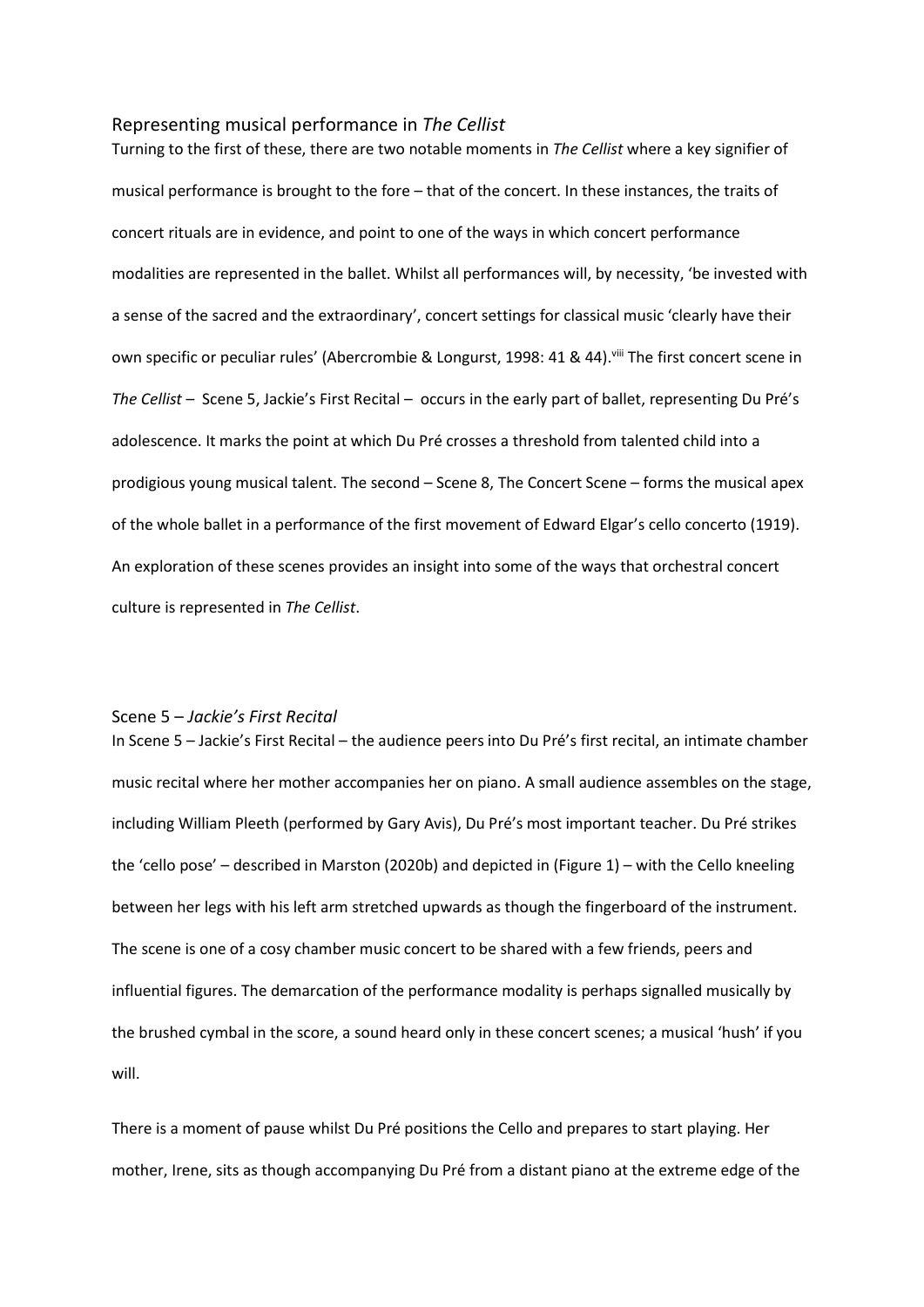## Representing musical performance in *The Cellist*

Turning to the first of these, there are two notable moments in *The Cellist* where a key signifier of musical performance is brought to the fore – that of the concert. In these instances, the traits of concert rituals are in evidence, and point to one of the ways in which concert performance modalities are represented in the ballet. Whilst all performances will, by necessity, 'be invested with a sense of the sacred and the extraordinary', concert settings for classical music 'clearly have their own specific or peculiar rules' (Abercrombie & Longurst, 1998: 41 & 44).[viii] The first concert scene in *The Cellist* – Scene 5, Jackie's First Recital – occurs in the early part of ballet, representing Du Pré's adolescence. It marks the point at which Du Pré crosses a threshold from talented child into a prodigious young musical talent. The second – Scene 8, The Concert Scene – forms the musical apex of the whole ballet in a performance of the first movement of Edward Elgar's cello concerto (1919). An exploration of these scenes provides an insight into some of the ways that orchestral concert culture is represented in *The Cellist*.

### Scene 5 – *Jackie's First Recital*

In Scene 5 – Jackie's First Recital – the audience peers into Du Pré's first recital, an intimate chamber music recital where her mother accompanies her on piano. A small audience assembles on the stage, including William Pleeth (performed by Gary Avis), Du Pré's most important teacher. Du Pré strikes the 'cello pose' – described in Marston (2020b) and depicted in (Figure 1) – with the Cello kneeling between her legs with his left arm stretched upwards as though the fingerboard of the instrument. The scene is one of a cosy chamber music concert to be shared with a few friends, peers and influential figures. The demarcation of the performance modality is perhaps signalled musically by the brushed cymbal in the score, a sound heard only in these concert scenes; a musical 'hush' if you will.

There is a moment of pause whilst Du Pré positions the Cello and prepares to start playing. Her mother, Irene, sits as though accompanying Du Pré from a distant piano at the extreme edge of the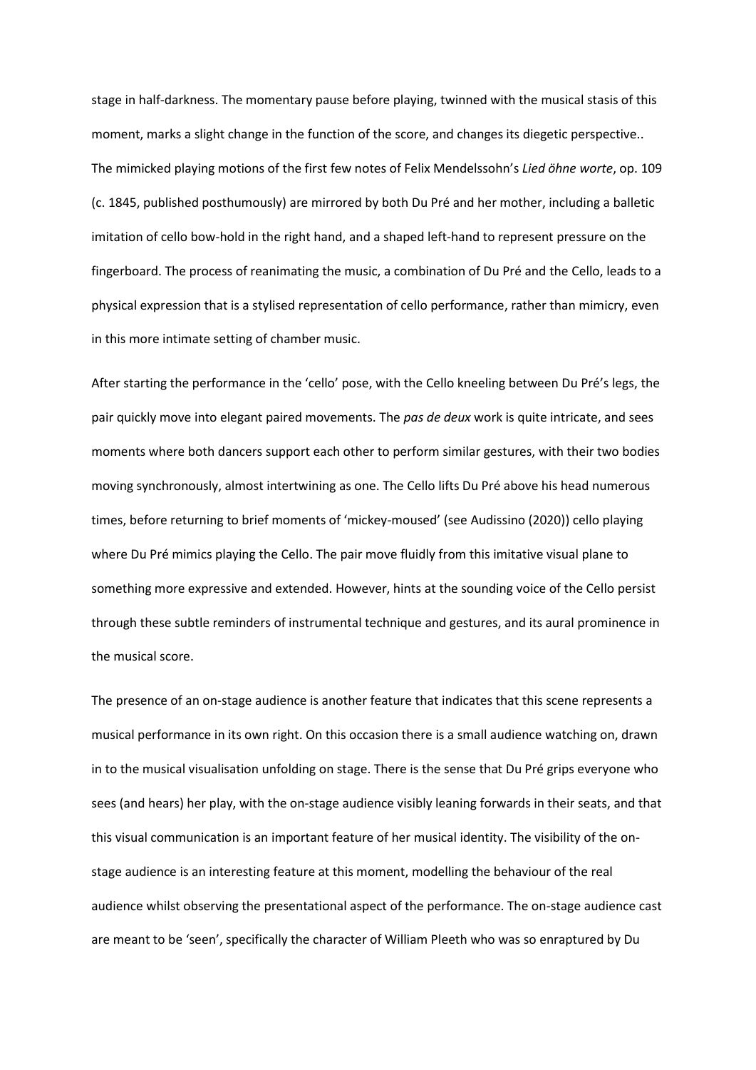stage in half-darkness. The momentary pause before playing, twinned with the musical stasis of this moment, marks a slight change in the function of the score, and changes its diegetic perspective.. The mimicked playing motions of the first few notes of Felix Mendelssohn's *Lied öhne worte*, op. 109 (c. 1845, published posthumously) are mirrored by both Du Pré and her mother, including a balletic imitation of cello bow-hold in the right hand, and a shaped left-hand to represent pressure on the fingerboard. The process of reanimating the music, a combination of Du Pré and the Cello, leads to a physical expression that is a stylised representation of cello performance, rather than mimicry, even in this more intimate setting of chamber music.

After starting the performance in the 'cello' pose, with the Cello kneeling between Du Pré's legs, the pair quickly move into elegant paired movements. The *pas de deux* work is quite intricate, and sees moments where both dancers support each other to perform similar gestures, with their two bodies moving synchronously, almost intertwining as one. The Cello lifts Du Pré above his head numerous times, before returning to brief moments of 'mickey-moused' (see Audissino (2020)) cello playing where Du Pré mimics playing the Cello. The pair move fluidly from this imitative visual plane to something more expressive and extended. However, hints at the sounding voice of the Cello persist through these subtle reminders of instrumental technique and gestures, and its aural prominence in the musical score.

The presence of an on-stage audience is another feature that indicates that this scene represents a musical performance in its own right. On this occasion there is a small audience watching on, drawn in to the musical visualisation unfolding on stage. There is the sense that Du Pré grips everyone who sees (and hears) her play, with the on-stage audience visibly leaning forwards in their seats, and that this visual communication is an important feature of her musical identity. The visibility of the on-stage audience is an interesting feature at this moment, modelling the behaviour of the real audience whilst observing the presentational aspect of the performance. The on-stage audience cast are meant to be 'seen', specifically the character of William Pleeth who was so enraptured by Du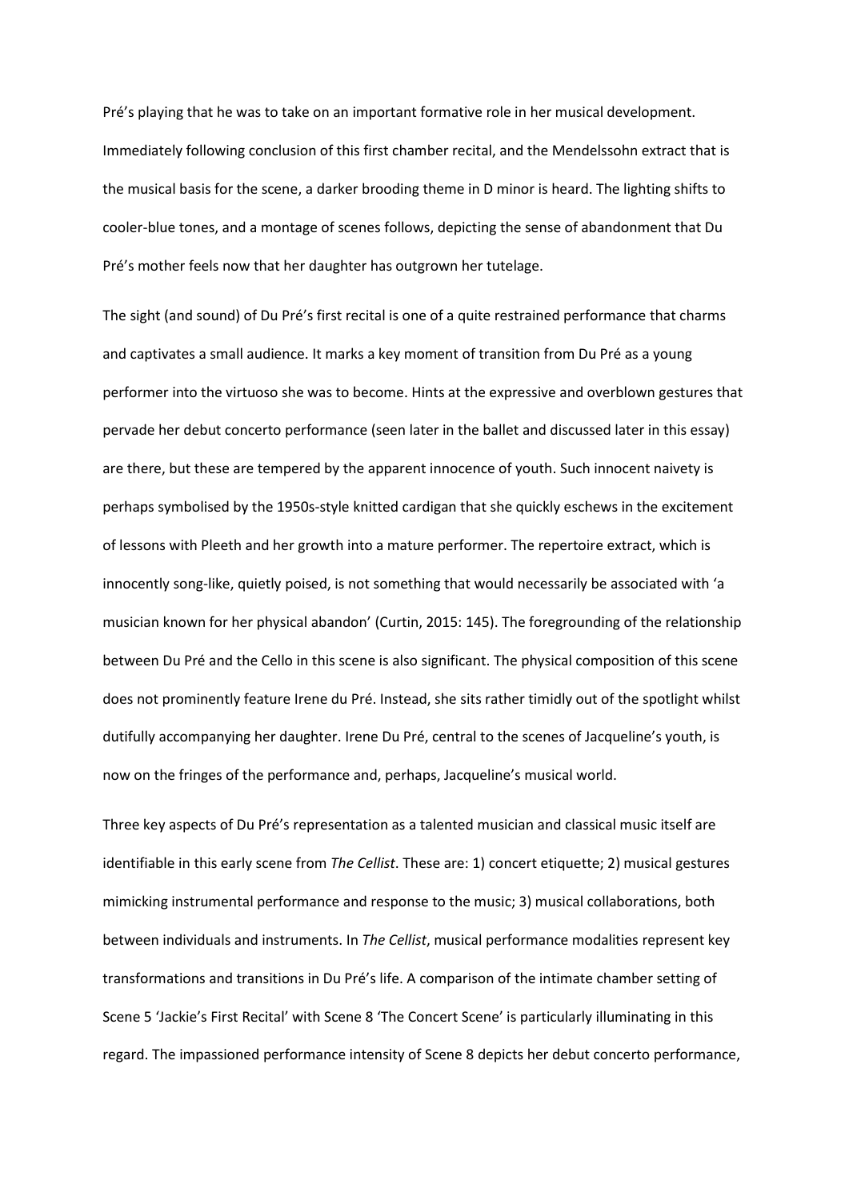Pré's playing that he was to take on an important formative role in her musical development. Immediately following conclusion of this first chamber recital, and the Mendelssohn extract that is the musical basis for the scene, a darker brooding theme in D minor is heard. The lighting shifts to cooler-blue tones, and a montage of scenes follows, depicting the sense of abandonment that Du Pré's mother feels now that her daughter has outgrown her tutelage.

The sight (and sound) of Du Pré's first recital is one of a quite restrained performance that charms and captivates a small audience. It marks a key moment of transition from Du Pré as a young performer into the virtuoso she was to become. Hints at the expressive and overblown gestures that pervade her debut concerto performance (seen later in the ballet and discussed later in this essay) are there, but these are tempered by the apparent innocence of youth. Such innocent naivety is perhaps symbolised by the 1950s-style knitted cardigan that she quickly eschews in the excitement of lessons with Pleeth and her growth into a mature performer. The repertoire extract, which is innocently song-like, quietly poised, is not something that would necessarily be associated with 'a musician known for her physical abandon' (Curtin, 2015: 145). The foregrounding of the relationship between Du Pré and the Cello in this scene is also significant. The physical composition of this scene does not prominently feature Irene du Pré. Instead, she sits rather timidly out of the spotlight whilst dutifully accompanying her daughter. Irene Du Pré, central to the scenes of Jacqueline's youth, is now on the fringes of the performance and, perhaps, Jacqueline's musical world.

Three key aspects of Du Pré's representation as a talented musician and classical music itself are identifiable in this early scene from *The Cellist*. These are: 1) concert etiquette; 2) musical gestures mimicking instrumental performance and response to the music; 3) musical collaborations, both between individuals and instruments. In *The Cellist*, musical performance modalities represent key transformations and transitions in Du Pré's life. A comparison of the intimate chamber setting of Scene 5 'Jackie's First Recital' with Scene 8 'The Concert Scene' is particularly illuminating in this regard. The impassioned performance intensity of Scene 8 depicts her debut concerto performance,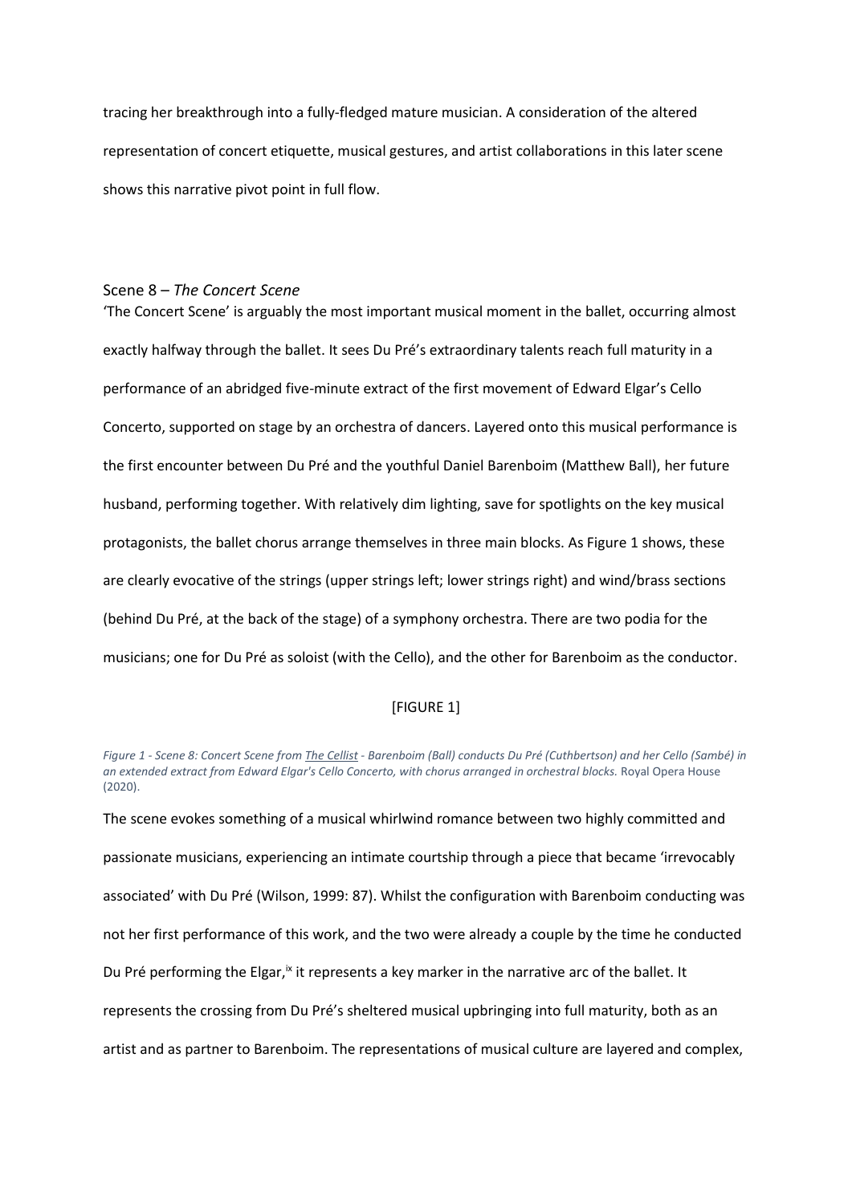tracing her breakthrough into a fully-fledged mature musician. A consideration of the altered representation of concert etiquette, musical gestures, and artist collaborations in this later scene shows this narrative pivot point in full flow.

## Scene 8 – *The Concert Scene*

'The Concert Scene' is arguably the most important musical moment in the ballet, occurring almost exactly halfway through the ballet. It sees Du Pré's extraordinary talents reach full maturity in a performance of an abridged five-minute extract of the first movement of Edward Elgar's Cello Concerto, supported on stage by an orchestra of dancers. Layered onto this musical performance is the first encounter between Du Pré and the youthful Daniel Barenboim (Matthew Ball), her future husband, performing together. With relatively dim lighting, save for spotlights on the key musical protagonists, the ballet chorus arrange themselves in three main blocks. As Figure 1 shows, these are clearly evocative of the strings (upper strings left; lower strings right) and wind/brass sections (behind Du Pré, at the back of the stage) of a symphony orchestra. There are two podia for the musicians; one for Du Pré as soloist (with the Cello), and the other for Barenboim as the conductor.

[FIGURE 1]

*Figure 1 - Scene 8: Concert Scene from The Cellist - Barenboim (Ball) conducts Du Pré (Cuthbertson) and her Cello (Sambé) in an extended extract from Edward Elgar's Cello Concerto, with chorus arranged in orchestral blocks.* Royal Opera House (2020).

The scene evokes something of a musical whirlwind romance between two highly committed and passionate musicians, experiencing an intimate courtship through a piece that became 'irrevocably associated' with Du Pré (Wilson, 1999: 87). Whilst the configuration with Barenboim conducting was not her first performance of this work, and the two were already a couple by the time he conducted Du Pré performing the Elgar,[ix] it represents a key marker in the narrative arc of the ballet. It represents the crossing from Du Pré's sheltered musical upbringing into full maturity, both as an artist and as partner to Barenboim. The representations of musical culture are layered and complex,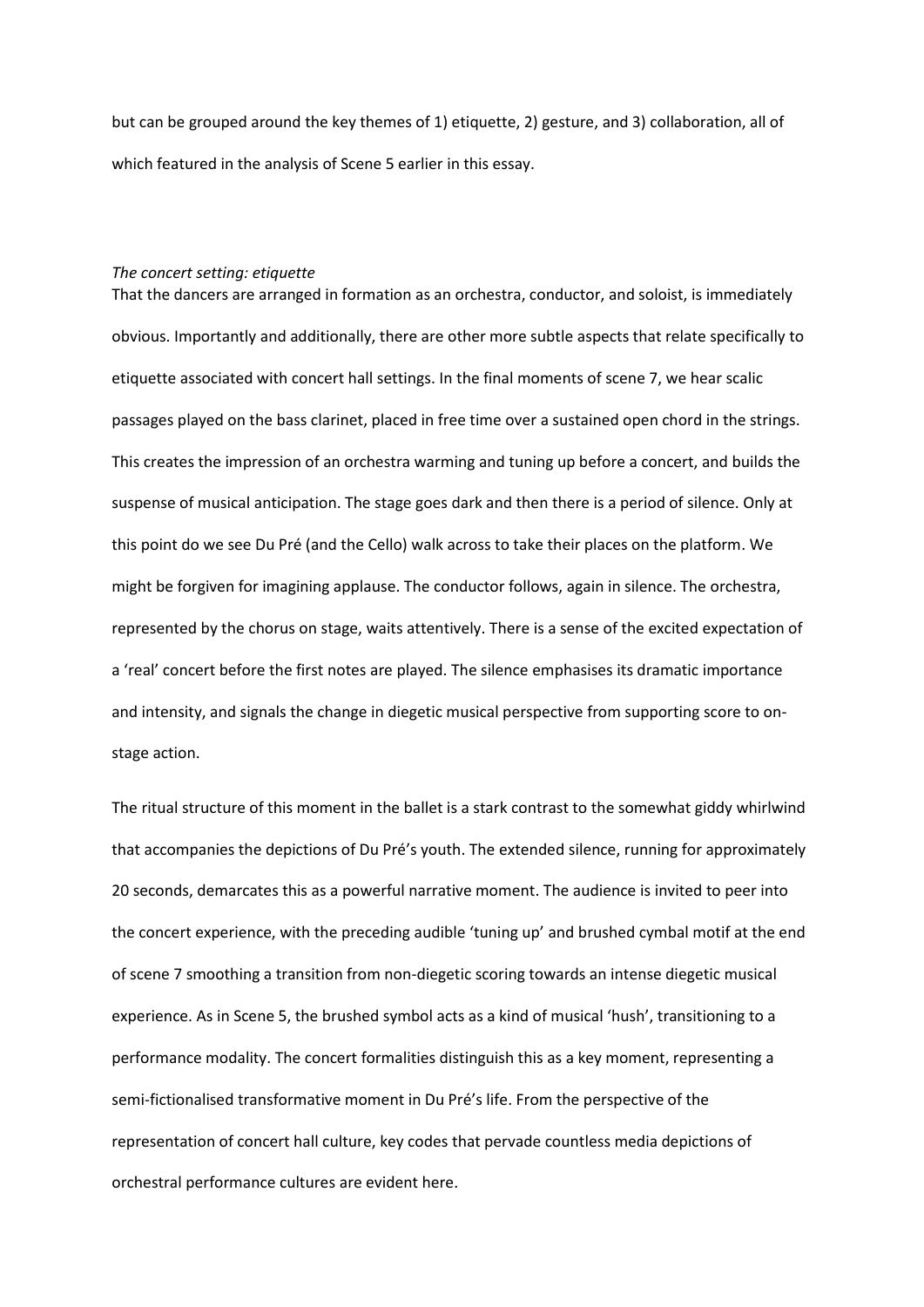but can be grouped around the key themes of 1) etiquette, 2) gesture, and 3) collaboration, all of which featured in the analysis of Scene 5 earlier in this essay.

*The concert setting: etiquette*

That the dancers are arranged in formation as an orchestra, conductor, and soloist, is immediately obvious. Importantly and additionally, there are other more subtle aspects that relate specifically to etiquette associated with concert hall settings. In the final moments of scene 7, we hear scalic passages played on the bass clarinet, placed in free time over a sustained open chord in the strings. This creates the impression of an orchestra warming and tuning up before a concert, and builds the suspense of musical anticipation. The stage goes dark and then there is a period of silence. Only at this point do we see Du Pré (and the Cello) walk across to take their places on the platform. We might be forgiven for imagining applause. The conductor follows, again in silence. The orchestra, represented by the chorus on stage, waits attentively. There is a sense of the excited expectation of a 'real' concert before the first notes are played. The silence emphasises its dramatic importance and intensity, and signals the change in diegetic musical perspective from supporting score to on-stage action.

The ritual structure of this moment in the ballet is a stark contrast to the somewhat giddy whirlwind that accompanies the depictions of Du Pré's youth. The extended silence, running for approximately 20 seconds, demarcates this as a powerful narrative moment. The audience is invited to peer into the concert experience, with the preceding audible 'tuning up' and brushed cymbal motif at the end of scene 7 smoothing a transition from non-diegetic scoring towards an intense diegetic musical experience. As in Scene 5, the brushed symbol acts as a kind of musical 'hush', transitioning to a performance modality. The concert formalities distinguish this as a key moment, representing a semi-fictionalised transformative moment in Du Pré's life. From the perspective of the representation of concert hall culture, key codes that pervade countless media depictions of orchestral performance cultures are evident here.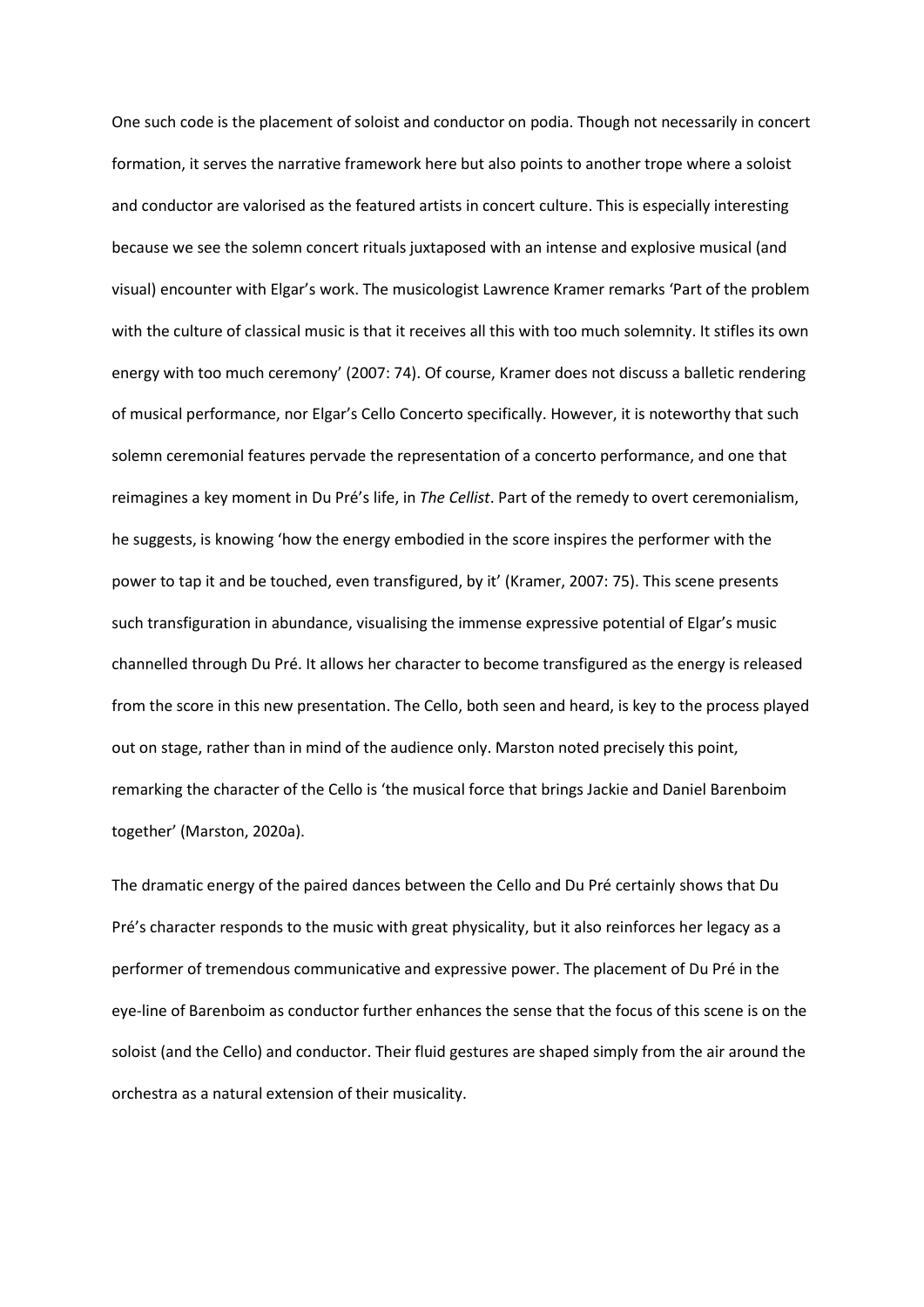One such code is the placement of soloist and conductor on podia. Though not necessarily in concert formation, it serves the narrative framework here but also points to another trope where a soloist and conductor are valorised as the featured artists in concert culture. This is especially interesting because we see the solemn concert rituals juxtaposed with an intense and explosive musical (and visual) encounter with Elgar's work. The musicologist Lawrence Kramer remarks 'Part of the problem with the culture of classical music is that it receives all this with too much solemnity. It stifles its own energy with too much ceremony' (2007: 74). Of course, Kramer does not discuss a balletic rendering of musical performance, nor Elgar's Cello Concerto specifically. However, it is noteworthy that such solemn ceremonial features pervade the representation of a concerto performance, and one that reimagines a key moment in Du Pré's life, in *The Cellist*. Part of the remedy to overt ceremonialism, he suggests, is knowing 'how the energy embodied in the score inspires the performer with the power to tap it and be touched, even transfigured, by it' (Kramer, 2007: 75). This scene presents such transfiguration in abundance, visualising the immense expressive potential of Elgar's music channelled through Du Pré. It allows her character to become transfigured as the energy is released from the score in this new presentation. The Cello, both seen and heard, is key to the process played out on stage, rather than in mind of the audience only. Marston noted precisely this point, remarking the character of the Cello is 'the musical force that brings Jackie and Daniel Barenboim together' (Marston, 2020a).

The dramatic energy of the paired dances between the Cello and Du Pré certainly shows that Du Pré's character responds to the music with great physicality, but it also reinforces her legacy as a performer of tremendous communicative and expressive power. The placement of Du Pré in the eye-line of Barenboim as conductor further enhances the sense that the focus of this scene is on the soloist (and the Cello) and conductor. Their fluid gestures are shaped simply from the air around the orchestra as a natural extension of their musicality.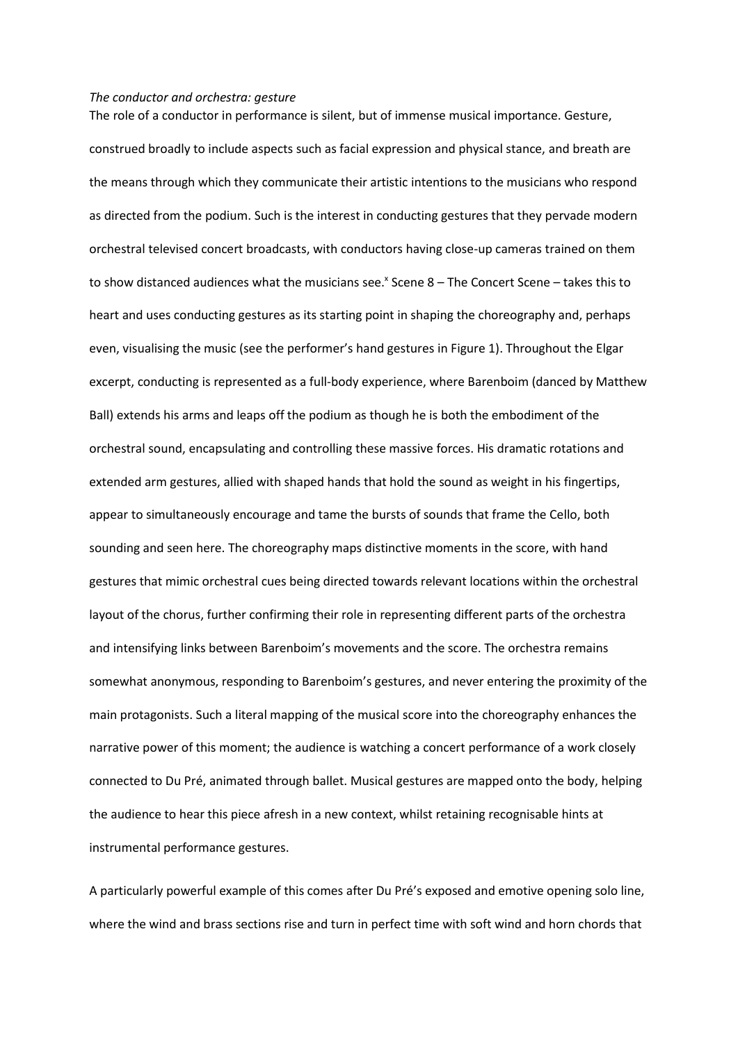*The conductor and orchestra: gesture*

The role of a conductor in performance is silent, but of immense musical importance. Gesture, construed broadly to include aspects such as facial expression and physical stance, and breath are the means through which they communicate their artistic intentions to the musicians who respond as directed from the podium. Such is the interest in conducting gestures that they pervade modern orchestral televised concert broadcasts, with conductors having close-up cameras trained on them to show distanced audiences what the musicians see.[x] Scene 8 – The Concert Scene – takes this to heart and uses conducting gestures as its starting point in shaping the choreography and, perhaps even, visualising the music (see the performer's hand gestures in Figure 1). Throughout the Elgar excerpt, conducting is represented as a full-body experience, where Barenboim (danced by Matthew Ball) extends his arms and leaps off the podium as though he is both the embodiment of the orchestral sound, encapsulating and controlling these massive forces. His dramatic rotations and extended arm gestures, allied with shaped hands that hold the sound as weight in his fingertips, appear to simultaneously encourage and tame the bursts of sounds that frame the Cello, both sounding and seen here. The choreography maps distinctive moments in the score, with hand gestures that mimic orchestral cues being directed towards relevant locations within the orchestral layout of the chorus, further confirming their role in representing different parts of the orchestra and intensifying links between Barenboim's movements and the score. The orchestra remains somewhat anonymous, responding to Barenboim's gestures, and never entering the proximity of the main protagonists. Such a literal mapping of the musical score into the choreography enhances the narrative power of this moment; the audience is watching a concert performance of a work closely connected to Du Pré, animated through ballet. Musical gestures are mapped onto the body, helping the audience to hear this piece afresh in a new context, whilst retaining recognisable hints at instrumental performance gestures.

A particularly powerful example of this comes after Du Pré's exposed and emotive opening solo line, where the wind and brass sections rise and turn in perfect time with soft wind and horn chords that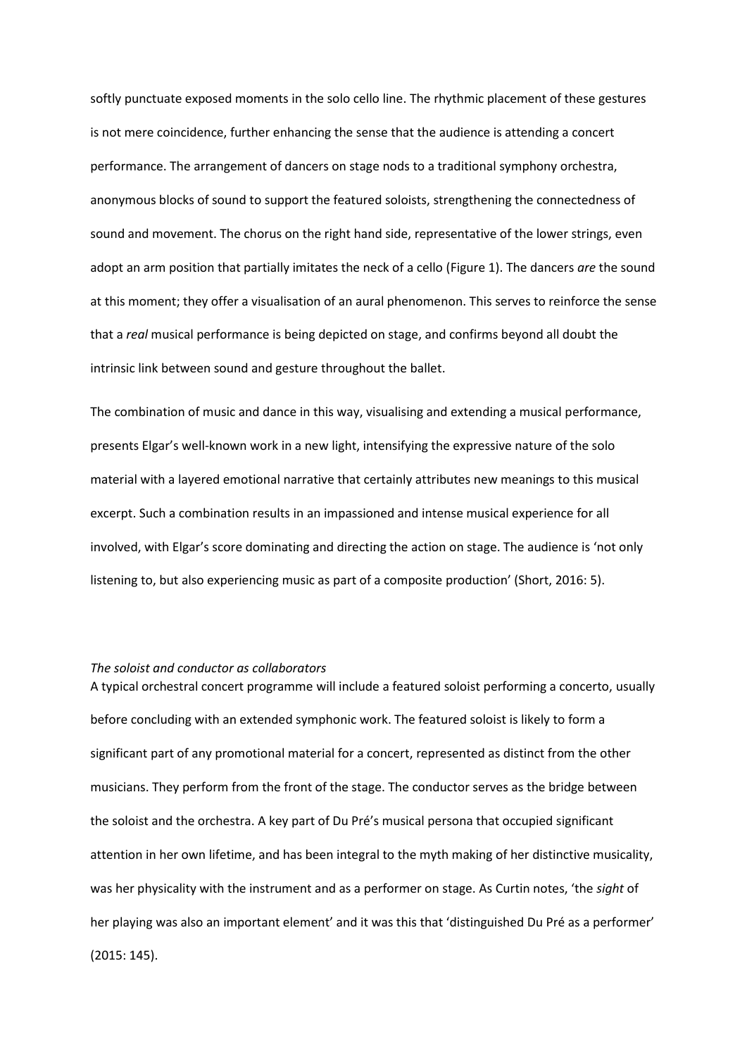softly punctuate exposed moments in the solo cello line. The rhythmic placement of these gestures is not mere coincidence, further enhancing the sense that the audience is attending a concert performance. The arrangement of dancers on stage nods to a traditional symphony orchestra, anonymous blocks of sound to support the featured soloists, strengthening the connectedness of sound and movement. The chorus on the right hand side, representative of the lower strings, even adopt an arm position that partially imitates the neck of a cello (Figure 1). The dancers *are* the sound at this moment; they offer a visualisation of an aural phenomenon. This serves to reinforce the sense that a *real* musical performance is being depicted on stage, and confirms beyond all doubt the intrinsic link between sound and gesture throughout the ballet.

The combination of music and dance in this way, visualising and extending a musical performance, presents Elgar's well-known work in a new light, intensifying the expressive nature of the solo material with a layered emotional narrative that certainly attributes new meanings to this musical excerpt. Such a combination results in an impassioned and intense musical experience for all involved, with Elgar's score dominating and directing the action on stage. The audience is 'not only listening to, but also experiencing music as part of a composite production' (Short, 2016: 5).

### *The soloist and conductor as collaborators*

A typical orchestral concert programme will include a featured soloist performing a concerto, usually before concluding with an extended symphonic work. The featured soloist is likely to form a significant part of any promotional material for a concert, represented as distinct from the other musicians. They perform from the front of the stage. The conductor serves as the bridge between the soloist and the orchestra. A key part of Du Pré's musical persona that occupied significant attention in her own lifetime, and has been integral to the myth making of her distinctive musicality, was her physicality with the instrument and as a performer on stage. As Curtin notes, 'the *sight* of her playing was also an important element' and it was this that 'distinguished Du Pré as a performer' (2015: 145).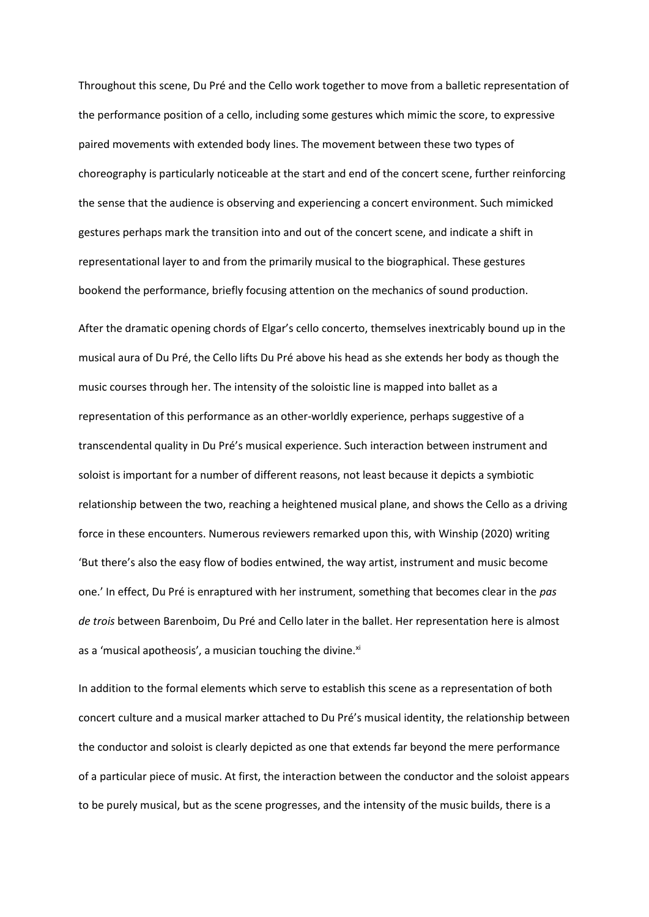Throughout this scene, Du Pré and the Cello work together to move from a balletic representation of the performance position of a cello, including some gestures which mimic the score, to expressive paired movements with extended body lines. The movement between these two types of choreography is particularly noticeable at the start and end of the concert scene, further reinforcing the sense that the audience is observing and experiencing a concert environment. Such mimicked gestures perhaps mark the transition into and out of the concert scene, and indicate a shift in representational layer to and from the primarily musical to the biographical. These gestures bookend the performance, briefly focusing attention on the mechanics of sound production.

After the dramatic opening chords of Elgar's cello concerto, themselves inextricably bound up in the musical aura of Du Pré, the Cello lifts Du Pré above his head as she extends her body as though the music courses through her. The intensity of the soloistic line is mapped into ballet as a representation of this performance as an other-worldly experience, perhaps suggestive of a transcendental quality in Du Pré's musical experience. Such interaction between instrument and soloist is important for a number of different reasons, not least because it depicts a symbiotic relationship between the two, reaching a heightened musical plane, and shows the Cello as a driving force in these encounters. Numerous reviewers remarked upon this, with Winship (2020) writing 'But there's also the easy flow of bodies entwined, the way artist, instrument and music become one.' In effect, Du Pré is enraptured with her instrument, something that becomes clear in the *pas de trois* between Barenboim, Du Pré and Cello later in the ballet. Her representation here is almost as a 'musical apotheosis', a musician touching the divine.[xi]

In addition to the formal elements which serve to establish this scene as a representation of both concert culture and a musical marker attached to Du Pré's musical identity, the relationship between the conductor and soloist is clearly depicted as one that extends far beyond the mere performance of a particular piece of music. At first, the interaction between the conductor and the soloist appears to be purely musical, but as the scene progresses, and the intensity of the music builds, there is a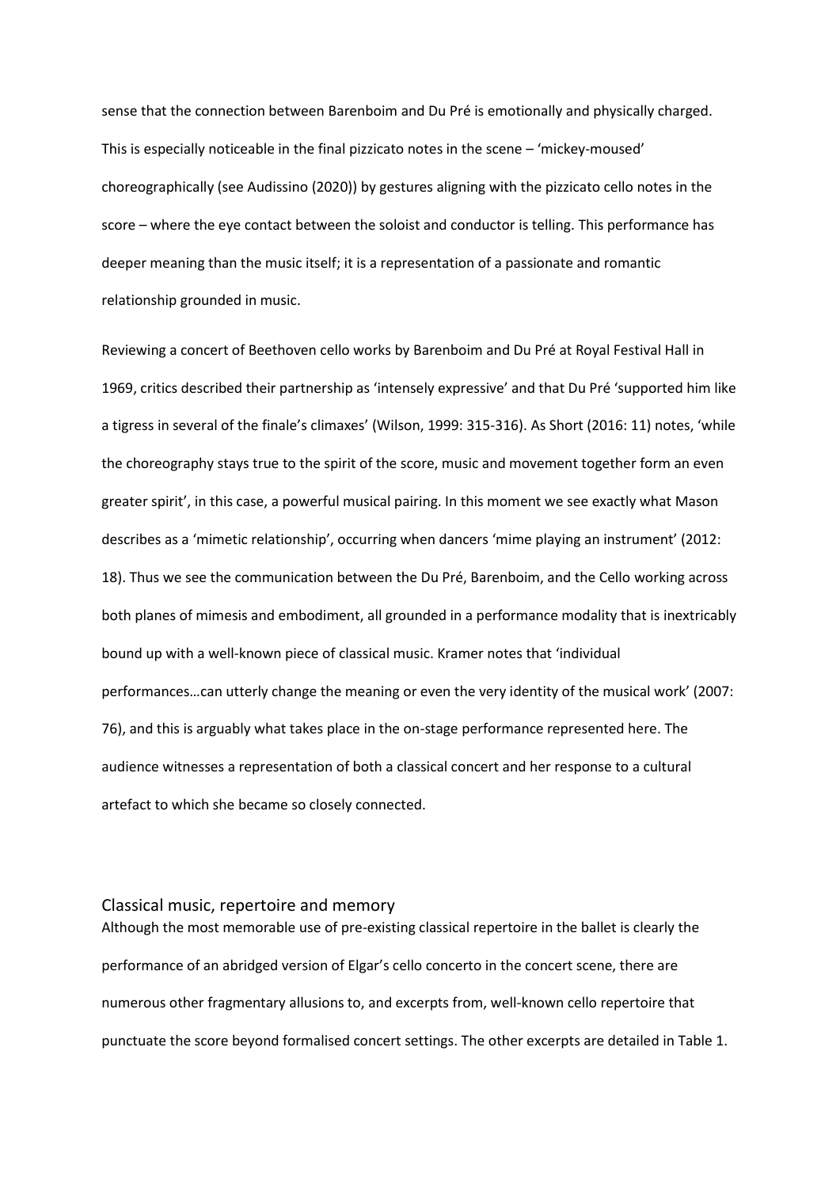sense that the connection between Barenboim and Du Pré is emotionally and physically charged. This is especially noticeable in the final pizzicato notes in the scene – 'mickey-moused' choreographically (see Audissino (2020)) by gestures aligning with the pizzicato cello notes in the score – where the eye contact between the soloist and conductor is telling. This performance has deeper meaning than the music itself; it is a representation of a passionate and romantic relationship grounded in music.

Reviewing a concert of Beethoven cello works by Barenboim and Du Pré at Royal Festival Hall in 1969, critics described their partnership as 'intensely expressive' and that Du Pré 'supported him like a tigress in several of the finale's climaxes' (Wilson, 1999: 315-316). As Short (2016: 11) notes, 'while the choreography stays true to the spirit of the score, music and movement together form an even greater spirit', in this case, a powerful musical pairing. In this moment we see exactly what Mason describes as a 'mimetic relationship', occurring when dancers 'mime playing an instrument' (2012: 18). Thus we see the communication between the Du Pré, Barenboim, and the Cello working across both planes of mimesis and embodiment, all grounded in a performance modality that is inextricably bound up with a well-known piece of classical music. Kramer notes that 'individual performances…can utterly change the meaning or even the very identity of the musical work' (2007: 76), and this is arguably what takes place in the on-stage performance represented here. The audience witnesses a representation of both a classical concert and her response to a cultural artefact to which she became so closely connected.

## Classical music, repertoire and memory

Although the most memorable use of pre-existing classical repertoire in the ballet is clearly the performance of an abridged version of Elgar's cello concerto in the concert scene, there are numerous other fragmentary allusions to, and excerpts from, well-known cello repertoire that punctuate the score beyond formalised concert settings. The other excerpts are detailed in Table 1.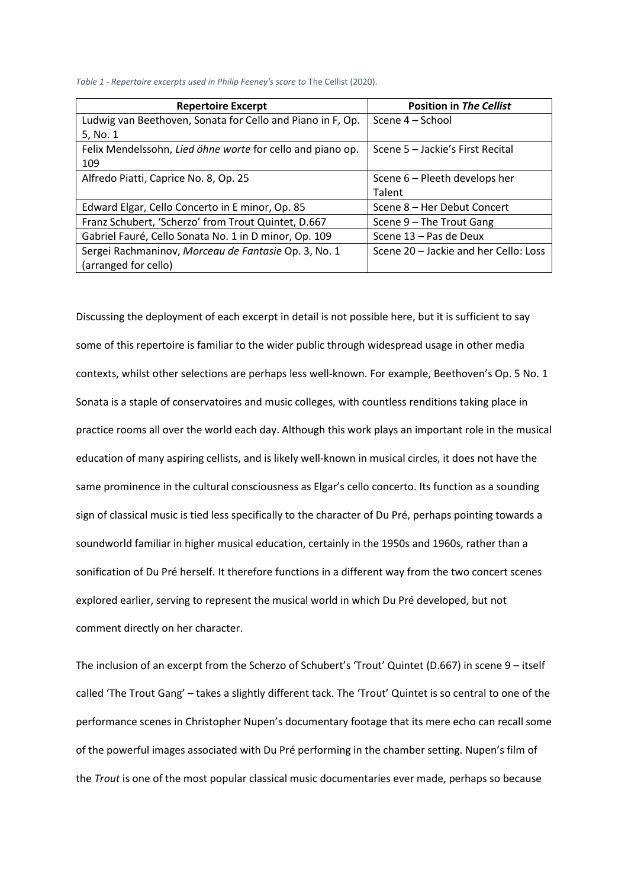*Table 1 - Repertoire excerpts used in Philip Feeney's score to* The Cellist (2020).

| Repertoire Excerpt | Position in *The Cellist* |
|---|---|
| Ludwig van Beethoven, Sonata for Cello and Piano in F, Op. 5, No. 1 | Scene 4 – School |
| Felix Mendelssohn, *Lied öhne worte* for cello and piano op. 109 | Scene 5 – Jackie's First Recital |
| Alfredo Piatti, Caprice No. 8, Op. 25 | Scene 6 – Pleeth develops her Talent |
| Edward Elgar, Cello Concerto in E minor, Op. 85 | Scene 8 – Her Debut Concert |
| Franz Schubert, 'Scherzo' from Trout Quintet, D.667 | Scene 9 – The Trout Gang |
| Gabriel Fauré, Cello Sonata No. 1 in D minor, Op. 109 | Scene 13 – Pas de Deux |
| Sergei Rachmaninov, *Morceau de Fantasie* Op. 3, No. 1 (arranged for cello) | Scene 20 – Jackie and her Cello: Loss |

Discussing the deployment of each excerpt in detail is not possible here, but it is sufficient to say some of this repertoire is familiar to the wider public through widespread usage in other media contexts, whilst other selections are perhaps less well-known. For example, Beethoven's Op. 5 No. 1 Sonata is a staple of conservatoires and music colleges, with countless renditions taking place in practice rooms all over the world each day. Although this work plays an important role in the musical education of many aspiring cellists, and is likely well-known in musical circles, it does not have the same prominence in the cultural consciousness as Elgar's cello concerto. Its function as a sounding sign of classical music is tied less specifically to the character of Du Pré, perhaps pointing towards a soundworld familiar in higher musical education, certainly in the 1950s and 1960s, rather than a sonification of Du Pré herself. It therefore functions in a different way from the two concert scenes explored earlier, serving to represent the musical world in which Du Pré developed, but not comment directly on her character.

The inclusion of an excerpt from the Scherzo of Schubert's 'Trout' Quintet (D.667) in scene 9 – itself called 'The Trout Gang' – takes a slightly different tack. The 'Trout' Quintet is so central to one of the performance scenes in Christopher Nupen's documentary footage that its mere echo can recall some of the powerful images associated with Du Pré performing in the chamber setting. Nupen's film of the *Trout* is one of the most popular classical music documentaries ever made, perhaps so because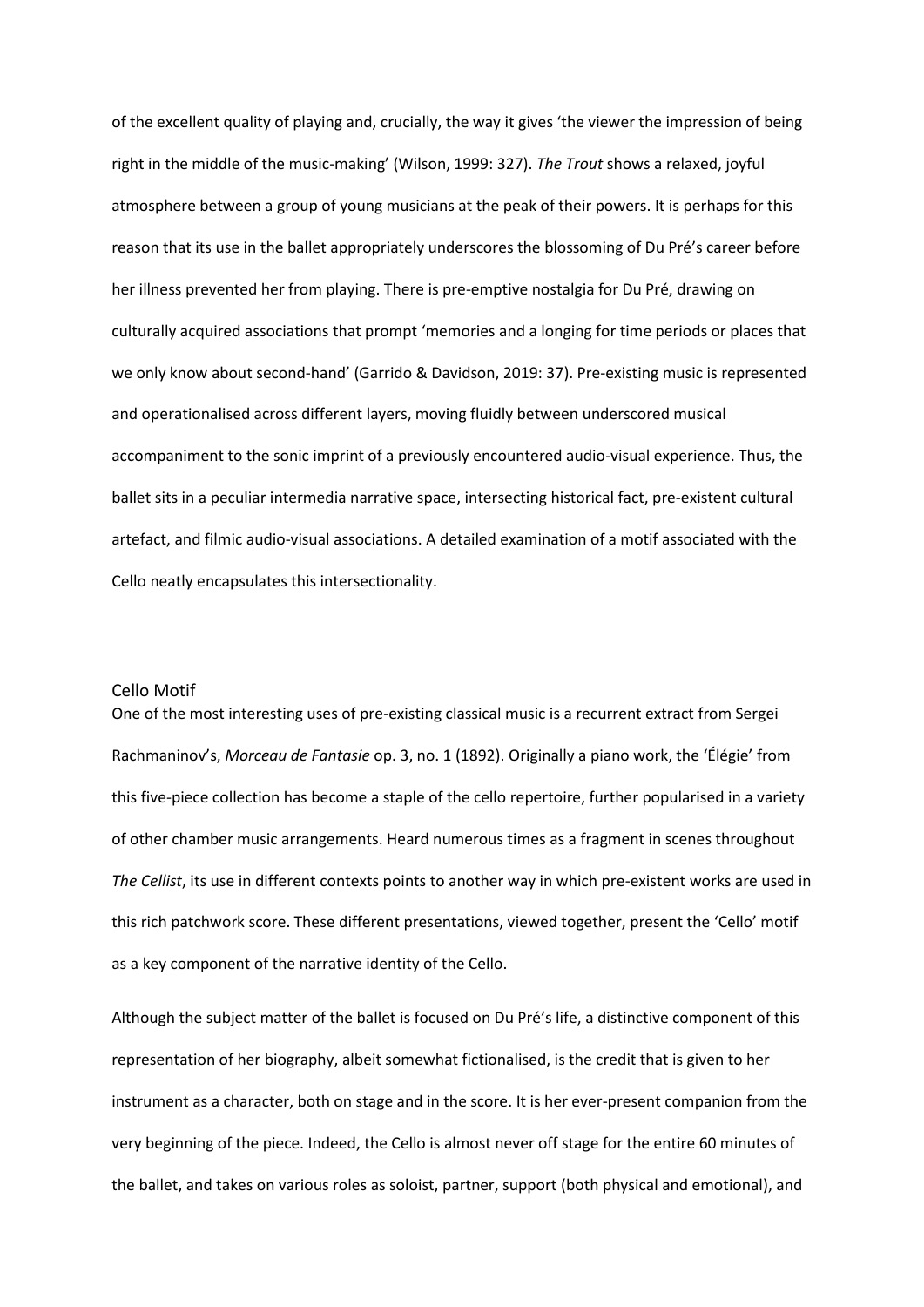of the excellent quality of playing and, crucially, the way it gives 'the viewer the impression of being right in the middle of the music-making' (Wilson, 1999: 327). *The Trout* shows a relaxed, joyful atmosphere between a group of young musicians at the peak of their powers. It is perhaps for this reason that its use in the ballet appropriately underscores the blossoming of Du Pré's career before her illness prevented her from playing. There is pre-emptive nostalgia for Du Pré, drawing on culturally acquired associations that prompt 'memories and a longing for time periods or places that we only know about second-hand' (Garrido & Davidson, 2019: 37). Pre-existing music is represented and operationalised across different layers, moving fluidly between underscored musical accompaniment to the sonic imprint of a previously encountered audio-visual experience. Thus, the ballet sits in a peculiar intermedia narrative space, intersecting historical fact, pre-existent cultural artefact, and filmic audio-visual associations. A detailed examination of a motif associated with the Cello neatly encapsulates this intersectionality.

## Cello Motif

One of the most interesting uses of pre-existing classical music is a recurrent extract from Sergei Rachmaninov's, *Morceau de Fantasie* op. 3, no. 1 (1892). Originally a piano work, the 'Élégie' from this five-piece collection has become a staple of the cello repertoire, further popularised in a variety of other chamber music arrangements. Heard numerous times as a fragment in scenes throughout *The Cellist*, its use in different contexts points to another way in which pre-existent works are used in this rich patchwork score. These different presentations, viewed together, present the 'Cello' motif as a key component of the narrative identity of the Cello.

Although the subject matter of the ballet is focused on Du Pré's life, a distinctive component of this representation of her biography, albeit somewhat fictionalised, is the credit that is given to her instrument as a character, both on stage and in the score. It is her ever-present companion from the very beginning of the piece. Indeed, the Cello is almost never off stage for the entire 60 minutes of the ballet, and takes on various roles as soloist, partner, support (both physical and emotional), and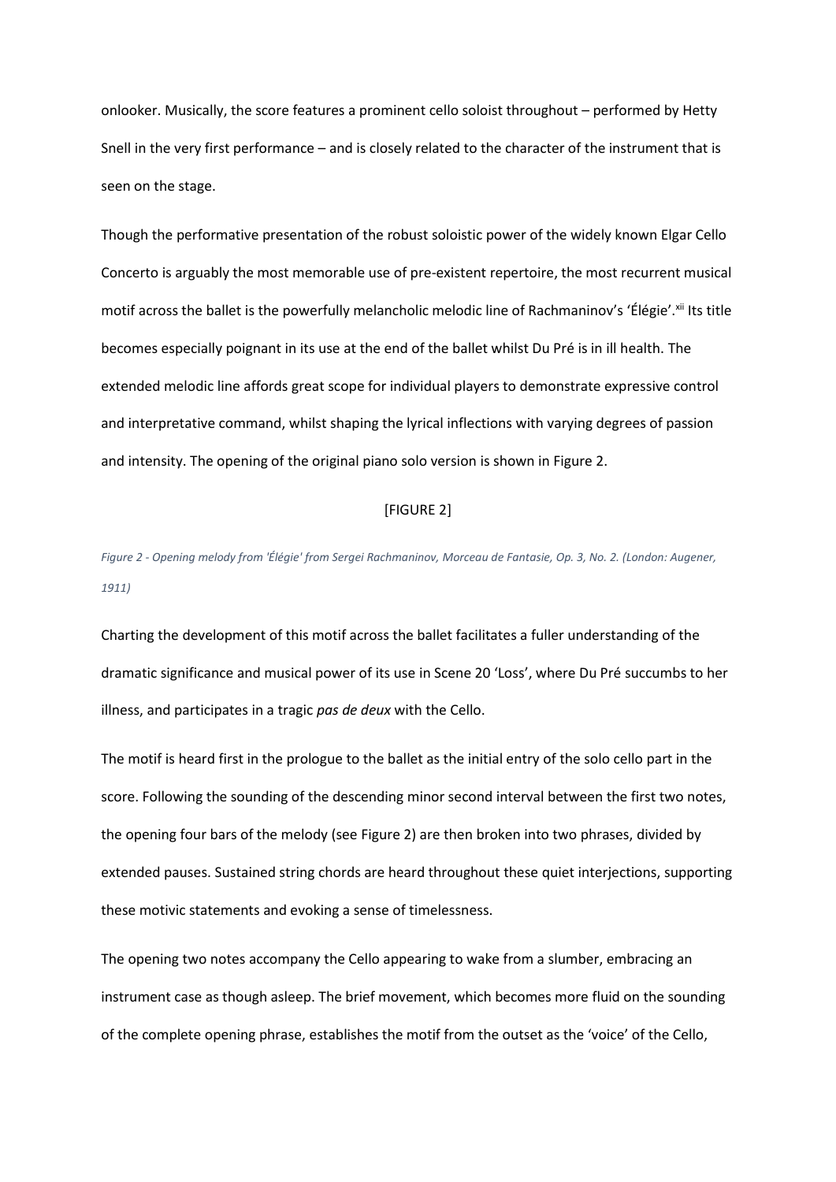onlooker. Musically, the score features a prominent cello soloist throughout – performed by Hetty Snell in the very first performance – and is closely related to the character of the instrument that is seen on the stage.

Though the performative presentation of the robust soloistic power of the widely known Elgar Cello Concerto is arguably the most memorable use of pre-existent repertoire, the most recurrent musical motif across the ballet is the powerfully melancholic melodic line of Rachmaninov's 'Élégie'.[xii] Its title becomes especially poignant in its use at the end of the ballet whilst Du Pré is in ill health. The extended melodic line affords great scope for individual players to demonstrate expressive control and interpretative command, whilst shaping the lyrical inflections with varying degrees of passion and intensity. The opening of the original piano solo version is shown in Figure 2.

[FIGURE 2]

*Figure 2 - Opening melody from 'Élégie' from Sergei Rachmaninov, Morceau de Fantasie, Op. 3, No. 2. (London: Augener, 1911)*

Charting the development of this motif across the ballet facilitates a fuller understanding of the dramatic significance and musical power of its use in Scene 20 'Loss', where Du Pré succumbs to her illness, and participates in a tragic *pas de deux* with the Cello.

The motif is heard first in the prologue to the ballet as the initial entry of the solo cello part in the score. Following the sounding of the descending minor second interval between the first two notes, the opening four bars of the melody (see Figure 2) are then broken into two phrases, divided by extended pauses. Sustained string chords are heard throughout these quiet interjections, supporting these motivic statements and evoking a sense of timelessness.

The opening two notes accompany the Cello appearing to wake from a slumber, embracing an instrument case as though asleep. The brief movement, which becomes more fluid on the sounding of the complete opening phrase, establishes the motif from the outset as the 'voice' of the Cello,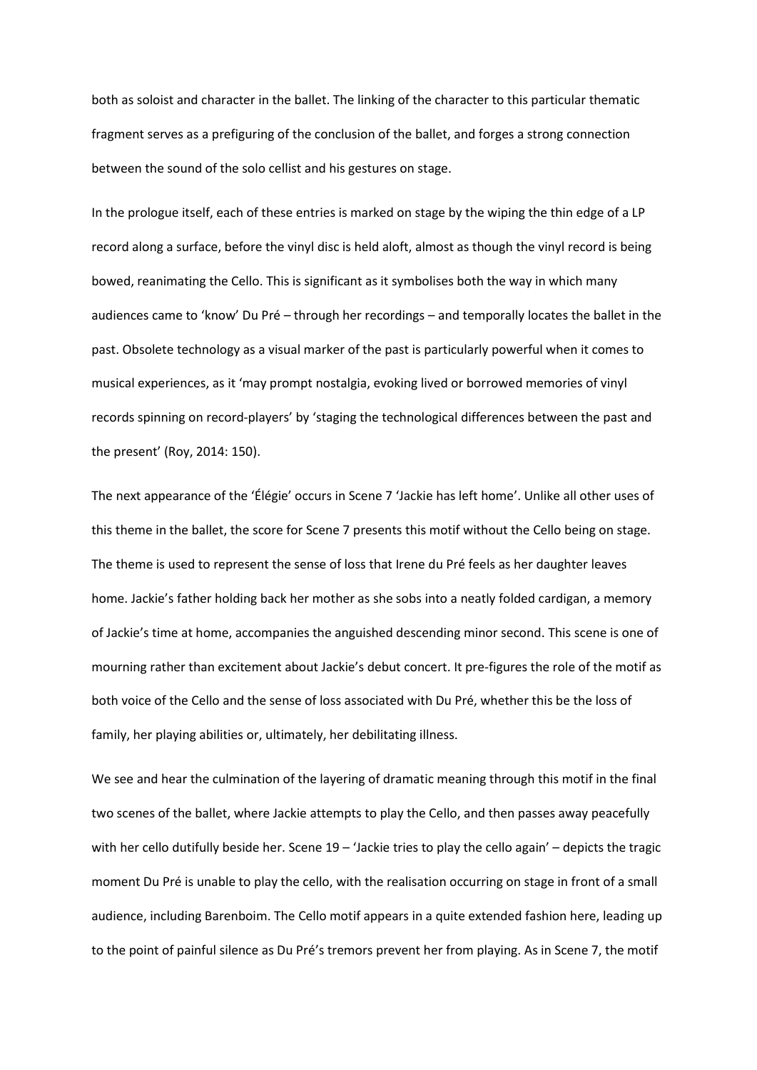both as soloist and character in the ballet. The linking of the character to this particular thematic fragment serves as a prefiguring of the conclusion of the ballet, and forges a strong connection between the sound of the solo cellist and his gestures on stage.

In the prologue itself, each of these entries is marked on stage by the wiping the thin edge of a LP record along a surface, before the vinyl disc is held aloft, almost as though the vinyl record is being bowed, reanimating the Cello. This is significant as it symbolises both the way in which many audiences came to 'know' Du Pré – through her recordings – and temporally locates the ballet in the past. Obsolete technology as a visual marker of the past is particularly powerful when it comes to musical experiences, as it 'may prompt nostalgia, evoking lived or borrowed memories of vinyl records spinning on record-players' by 'staging the technological differences between the past and the present' (Roy, 2014: 150).

The next appearance of the 'Élégie' occurs in Scene 7 'Jackie has left home'. Unlike all other uses of this theme in the ballet, the score for Scene 7 presents this motif without the Cello being on stage. The theme is used to represent the sense of loss that Irene du Pré feels as her daughter leaves home. Jackie's father holding back her mother as she sobs into a neatly folded cardigan, a memory of Jackie's time at home, accompanies the anguished descending minor second. This scene is one of mourning rather than excitement about Jackie's debut concert. It pre-figures the role of the motif as both voice of the Cello and the sense of loss associated with Du Pré, whether this be the loss of family, her playing abilities or, ultimately, her debilitating illness.

We see and hear the culmination of the layering of dramatic meaning through this motif in the final two scenes of the ballet, where Jackie attempts to play the Cello, and then passes away peacefully with her cello dutifully beside her. Scene 19 – 'Jackie tries to play the cello again' – depicts the tragic moment Du Pré is unable to play the cello, with the realisation occurring on stage in front of a small audience, including Barenboim. The Cello motif appears in a quite extended fashion here, leading up to the point of painful silence as Du Pré's tremors prevent her from playing. As in Scene 7, the motif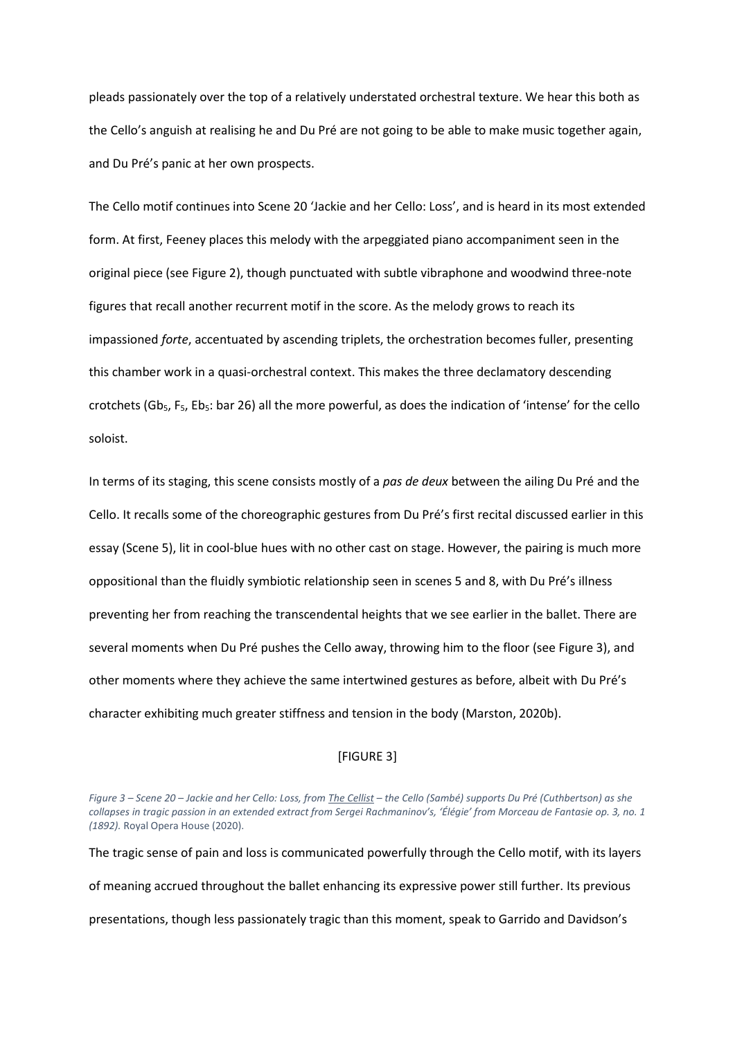pleads passionately over the top of a relatively understated orchestral texture. We hear this both as the Cello's anguish at realising he and Du Pré are not going to be able to make music together again, and Du Pré's panic at her own prospects.

The Cello motif continues into Scene 20 'Jackie and her Cello: Loss', and is heard in its most extended form. At first, Feeney places this melody with the arpeggiated piano accompaniment seen in the original piece (see Figure 2), though punctuated with subtle vibraphone and woodwind three-note figures that recall another recurrent motif in the score. As the melody grows to reach its impassioned *forte*, accentuated by ascending triplets, the orchestration becomes fuller, presenting this chamber work in a quasi-orchestral context. This makes the three declamatory descending crotchets ($Gb_5$, $F_5$, $Eb_5$: bar 26) all the more powerful, as does the indication of 'intense' for the cello soloist.

In terms of its staging, this scene consists mostly of a *pas de deux* between the ailing Du Pré and the Cello. It recalls some of the choreographic gestures from Du Pré's first recital discussed earlier in this essay (Scene 5), lit in cool-blue hues with no other cast on stage. However, the pairing is much more oppositional than the fluidly symbiotic relationship seen in scenes 5 and 8, with Du Pré's illness preventing her from reaching the transcendental heights that we see earlier in the ballet. There are several moments when Du Pré pushes the Cello away, throwing him to the floor (see Figure 3), and other moments where they achieve the same intertwined gestures as before, albeit with Du Pré's character exhibiting much greater stiffness and tension in the body (Marston, 2020b).

[FIGURE 3]

*Figure 3 – Scene 20 – Jackie and her Cello: Loss, from The Cellist – the Cello (Sambé) supports Du Pré (Cuthbertson) as she collapses in tragic passion in an extended extract from Sergei Rachmaninov's, 'Élégie' from Morceau de Fantasie op. 3, no. 1 (1892).* Royal Opera House (2020).

The tragic sense of pain and loss is communicated powerfully through the Cello motif, with its layers of meaning accrued throughout the ballet enhancing its expressive power still further. Its previous presentations, though less passionately tragic than this moment, speak to Garrido and Davidson's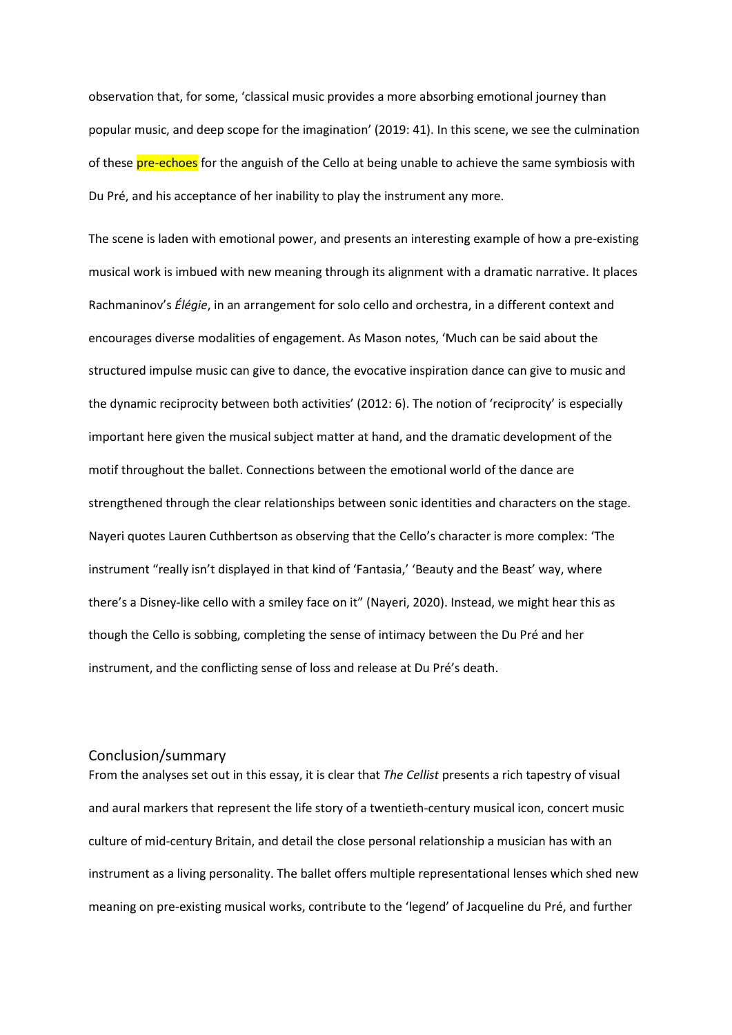observation that, for some, 'classical music provides a more absorbing emotional journey than popular music, and deep scope for the imagination' (2019: 41). In this scene, we see the culmination of these pre-echoes for the anguish of the Cello at being unable to achieve the same symbiosis with Du Pré, and his acceptance of her inability to play the instrument any more.

The scene is laden with emotional power, and presents an interesting example of how a pre-existing musical work is imbued with new meaning through its alignment with a dramatic narrative. It places Rachmaninov's *Élégie*, in an arrangement for solo cello and orchestra, in a different context and encourages diverse modalities of engagement. As Mason notes, 'Much can be said about the structured impulse music can give to dance, the evocative inspiration dance can give to music and the dynamic reciprocity between both activities' (2012: 6). The notion of 'reciprocity' is especially important here given the musical subject matter at hand, and the dramatic development of the motif throughout the ballet. Connections between the emotional world of the dance are strengthened through the clear relationships between sonic identities and characters on the stage. Nayeri quotes Lauren Cuthbertson as observing that the Cello's character is more complex: 'The instrument "really isn't displayed in that kind of 'Fantasia,' 'Beauty and the Beast' way, where there's a Disney-like cello with a smiley face on it" (Nayeri, 2020). Instead, we might hear this as though the Cello is sobbing, completing the sense of intimacy between the Du Pré and her instrument, and the conflicting sense of loss and release at Du Pré's death.

## Conclusion/summary

From the analyses set out in this essay, it is clear that *The Cellist* presents a rich tapestry of visual and aural markers that represent the life story of a twentieth-century musical icon, concert music culture of mid-century Britain, and detail the close personal relationship a musician has with an instrument as a living personality. The ballet offers multiple representational lenses which shed new meaning on pre-existing musical works, contribute to the 'legend' of Jacqueline du Pré, and further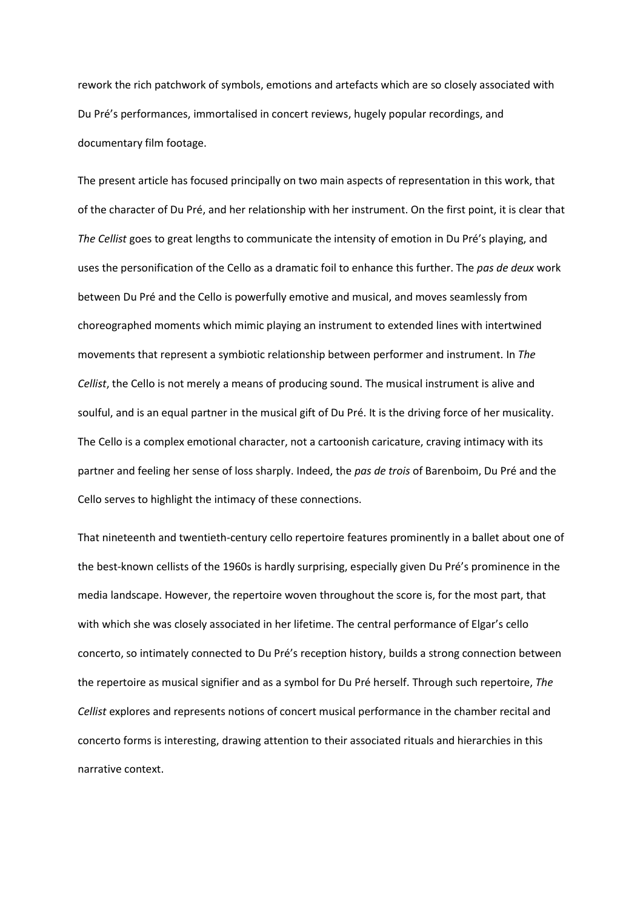rework the rich patchwork of symbols, emotions and artefacts which are so closely associated with Du Pré's performances, immortalised in concert reviews, hugely popular recordings, and documentary film footage.

The present article has focused principally on two main aspects of representation in this work, that of the character of Du Pré, and her relationship with her instrument. On the first point, it is clear that *The Cellist* goes to great lengths to communicate the intensity of emotion in Du Pré's playing, and uses the personification of the Cello as a dramatic foil to enhance this further. The *pas de deux* work between Du Pré and the Cello is powerfully emotive and musical, and moves seamlessly from choreographed moments which mimic playing an instrument to extended lines with intertwined movements that represent a symbiotic relationship between performer and instrument. In *The Cellist*, the Cello is not merely a means of producing sound. The musical instrument is alive and soulful, and is an equal partner in the musical gift of Du Pré. It is the driving force of her musicality. The Cello is a complex emotional character, not a cartoonish caricature, craving intimacy with its partner and feeling her sense of loss sharply. Indeed, the *pas de trois* of Barenboim, Du Pré and the Cello serves to highlight the intimacy of these connections.

That nineteenth and twentieth-century cello repertoire features prominently in a ballet about one of the best-known cellists of the 1960s is hardly surprising, especially given Du Pré's prominence in the media landscape. However, the repertoire woven throughout the score is, for the most part, that with which she was closely associated in her lifetime. The central performance of Elgar's cello concerto, so intimately connected to Du Pré's reception history, builds a strong connection between the repertoire as musical signifier and as a symbol for Du Pré herself. Through such repertoire, *The Cellist* explores and represents notions of concert musical performance in the chamber recital and concerto forms is interesting, drawing attention to their associated rituals and hierarchies in this narrative context.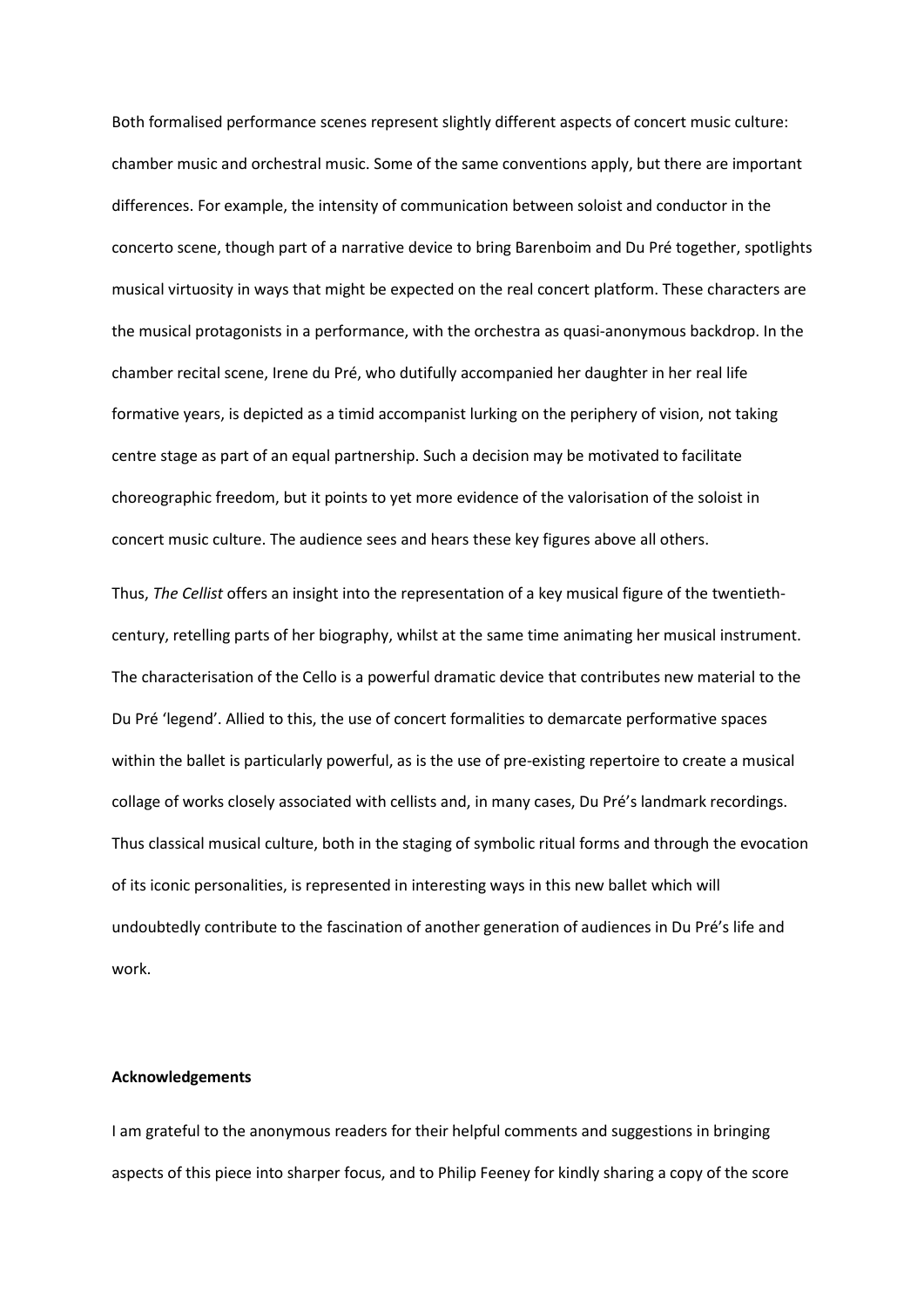Both formalised performance scenes represent slightly different aspects of concert music culture: chamber music and orchestral music. Some of the same conventions apply, but there are important differences. For example, the intensity of communication between soloist and conductor in the concerto scene, though part of a narrative device to bring Barenboim and Du Pré together, spotlights musical virtuosity in ways that might be expected on the real concert platform. These characters are the musical protagonists in a performance, with the orchestra as quasi-anonymous backdrop. In the chamber recital scene, Irene du Pré, who dutifully accompanied her daughter in her real life formative years, is depicted as a timid accompanist lurking on the periphery of vision, not taking centre stage as part of an equal partnership. Such a decision may be motivated to facilitate choreographic freedom, but it points to yet more evidence of the valorisation of the soloist in concert music culture. The audience sees and hears these key figures above all others.

Thus, *The Cellist* offers an insight into the representation of a key musical figure of the twentieth-century, retelling parts of her biography, whilst at the same time animating her musical instrument. The characterisation of the Cello is a powerful dramatic device that contributes new material to the Du Pré 'legend'. Allied to this, the use of concert formalities to demarcate performative spaces within the ballet is particularly powerful, as is the use of pre-existing repertoire to create a musical collage of works closely associated with cellists and, in many cases, Du Pré's landmark recordings. Thus classical musical culture, both in the staging of symbolic ritual forms and through the evocation of its iconic personalities, is represented in interesting ways in this new ballet which will undoubtedly contribute to the fascination of another generation of audiences in Du Pré's life and work.

**Acknowledgements**

I am grateful to the anonymous readers for their helpful comments and suggestions in bringing aspects of this piece into sharper focus, and to Philip Feeney for kindly sharing a copy of the score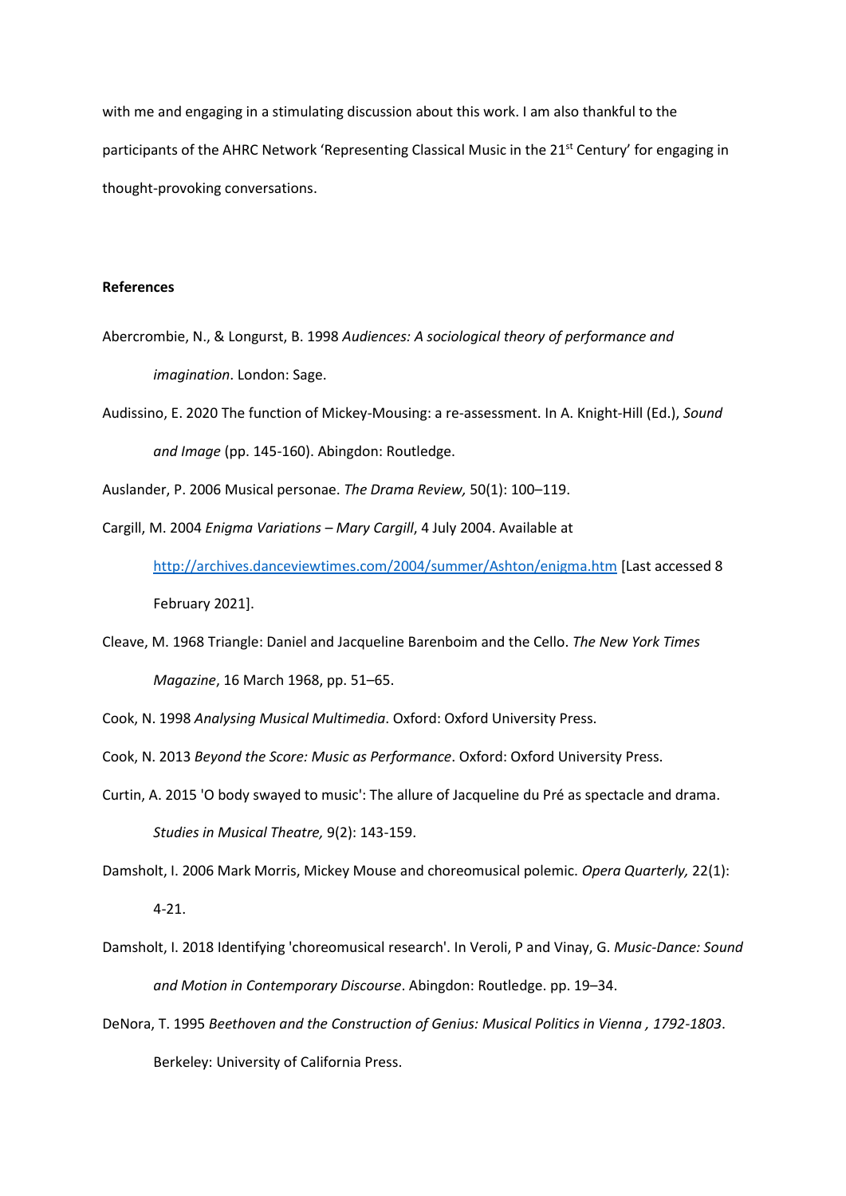with me and engaging in a stimulating discussion about this work. I am also thankful to the participants of the AHRC Network 'Representing Classical Music in the 21st Century' for engaging in thought-provoking conversations.

**References**

Abercrombie, N., & Longurst, B. 1998 *Audiences: A sociological theory of performance and imagination*. London: Sage.

Audissino, E. 2020 The function of Mickey-Mousing: a re-assessment. In A. Knight-Hill (Ed.), *Sound and Image* (pp. 145-160). Abingdon: Routledge.

Auslander, P. 2006 Musical personae. *The Drama Review,* 50(1): 100–119.

Cargill, M. 2004 *Enigma Variations – Mary Cargill*, 4 July 2004. Available at http://archives.danceviewtimes.com/2004/summer/Ashton/enigma.htm [Last accessed 8 February 2021].

Cleave, M. 1968 Triangle: Daniel and Jacqueline Barenboim and the Cello. *The New York Times Magazine*, 16 March 1968, pp. 51–65.

Cook, N. 1998 *Analysing Musical Multimedia*. Oxford: Oxford University Press.

Cook, N. 2013 *Beyond the Score: Music as Performance*. Oxford: Oxford University Press.

Curtin, A. 2015 'O body swayed to music': The allure of Jacqueline du Pré as spectacle and drama. *Studies in Musical Theatre,* 9(2): 143-159.

Damsholt, I. 2006 Mark Morris, Mickey Mouse and choreomusical polemic. *Opera Quarterly,* 22(1): 4-21.

Damsholt, I. 2018 Identifying 'choreomusical research'. In Veroli, P and Vinay, G. *Music-Dance: Sound and Motion in Contemporary Discourse*. Abingdon: Routledge. pp. 19–34.

DeNora, T. 1995 *Beethoven and the Construction of Genius: Musical Politics in Vienna , 1792-1803*. Berkeley: University of California Press.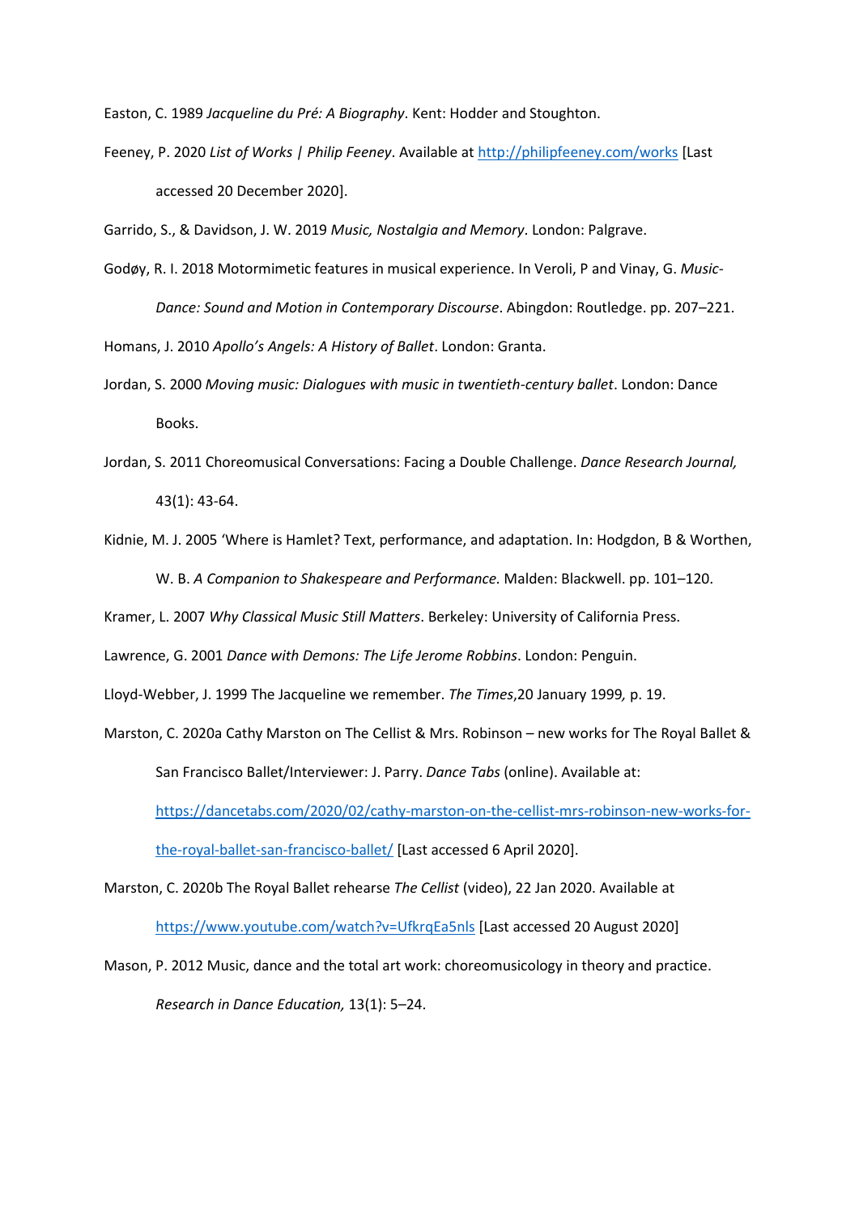Easton, C. 1989 *Jacqueline du Pré: A Biography*. Kent: Hodder and Stoughton.

Feeney, P. 2020 *List of Works | Philip Feeney*. Available at http://philipfeeney.com/works [Last accessed 20 December 2020].

Garrido, S., & Davidson, J. W. 2019 *Music, Nostalgia and Memory*. London: Palgrave.

Godøy, R. I. 2018 Motormimetic features in musical experience. In Veroli, P and Vinay, G. *Music-Dance: Sound and Motion in Contemporary Discourse*. Abingdon: Routledge. pp. 207–221.

Homans, J. 2010 *Apollo's Angels: A History of Ballet*. London: Granta.

Jordan, S. 2000 *Moving music: Dialogues with music in twentieth-century ballet*. London: Dance Books.

Jordan, S. 2011 Choreomusical Conversations: Facing a Double Challenge. *Dance Research Journal,* 43(1): 43-64.

Kidnie, M. J. 2005 'Where is Hamlet? Text, performance, and adaptation. In: Hodgdon, B & Worthen, W. B. *A Companion to Shakespeare and Performance.* Malden: Blackwell. pp. 101–120.

Kramer, L. 2007 *Why Classical Music Still Matters*. Berkeley: University of California Press.

Lawrence, G. 2001 *Dance with Demons: The Life Jerome Robbins*. London: Penguin.

Lloyd-Webber, J. 1999 The Jacqueline we remember. *The Times*,20 January 1999*,* p. 19.

Marston, C. 2020a Cathy Marston on The Cellist & Mrs. Robinson – new works for The Royal Ballet & San Francisco Ballet/Interviewer: J. Parry. *Dance Tabs* (online). Available at: https://dancetabs.com/2020/02/cathy-marston-on-the-cellist-mrs-robinson-new-works-for-the-royal-ballet-san-francisco-ballet/ [Last accessed 6 April 2020].

Marston, C. 2020b The Royal Ballet rehearse *The Cellist* (video), 22 Jan 2020. Available at https://www.youtube.com/watch?v=UfkrqEa5nls [Last accessed 20 August 2020]

Mason, P. 2012 Music, dance and the total art work: choreomusicology in theory and practice. *Research in Dance Education,* 13(1): 5–24.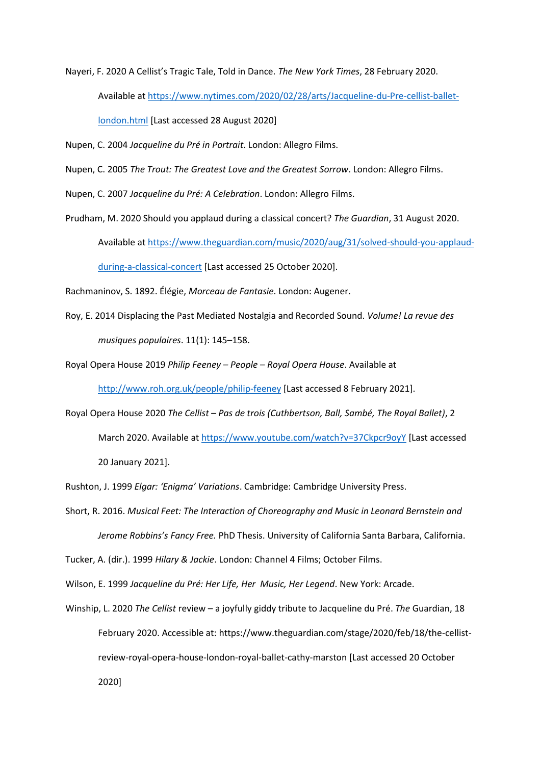Nayeri, F. 2020 A Cellist's Tragic Tale, Told in Dance. *The New York Times*, 28 February 2020. Available at https://www.nytimes.com/2020/02/28/arts/Jacqueline-du-Pre-cellist-ballet-london.html [Last accessed 28 August 2020]

Nupen, C. 2004 *Jacqueline du Pré in Portrait*. London: Allegro Films.

Nupen, C. 2005 *The Trout: The Greatest Love and the Greatest Sorrow*. London: Allegro Films.

Nupen, C. 2007 *Jacqueline du Pré: A Celebration*. London: Allegro Films.

Prudham, M. 2020 Should you applaud during a classical concert? *The Guardian*, 31 August 2020. Available at https://www.theguardian.com/music/2020/aug/31/solved-should-you-applaud-during-a-classical-concert [Last accessed 25 October 2020].

Rachmaninov, S. 1892. Élégie, *Morceau de Fantasie*. London: Augener.

Roy, E. 2014 Displacing the Past Mediated Nostalgia and Recorded Sound. *Volume! La revue des musiques populaires*. 11(1): 145–158.

Royal Opera House 2019 *Philip Feeney – People – Royal Opera House*. Available at http://www.roh.org.uk/people/philip-feeney [Last accessed 8 February 2021].

Royal Opera House 2020 *The Cellist – Pas de trois (Cuthbertson, Ball, Sambé, The Royal Ballet)*, 2 March 2020. Available at https://www.youtube.com/watch?v=37Ckpcr9oyY [Last accessed 20 January 2021].

Rushton, J. 1999 *Elgar: 'Enigma' Variations*. Cambridge: Cambridge University Press.

Short, R. 2016. *Musical Feet: The Interaction of Choreography and Music in Leonard Bernstein and Jerome Robbins's Fancy Free.* PhD Thesis. University of California Santa Barbara, California.

Tucker, A. (dir.). 1999 *Hilary & Jackie*. London: Channel 4 Films; October Films.

Wilson, E. 1999 *Jacqueline du Pré: Her Life, Her Music, Her Legend*. New York: Arcade.

Winship, L. 2020 *The Cellist* review – a joyfully giddy tribute to Jacqueline du Pré. *The* Guardian, 18 February 2020. Accessible at: https://www.theguardian.com/stage/2020/feb/18/the-cellist-review-royal-opera-house-london-royal-ballet-cathy-marston [Last accessed 20 October 2020]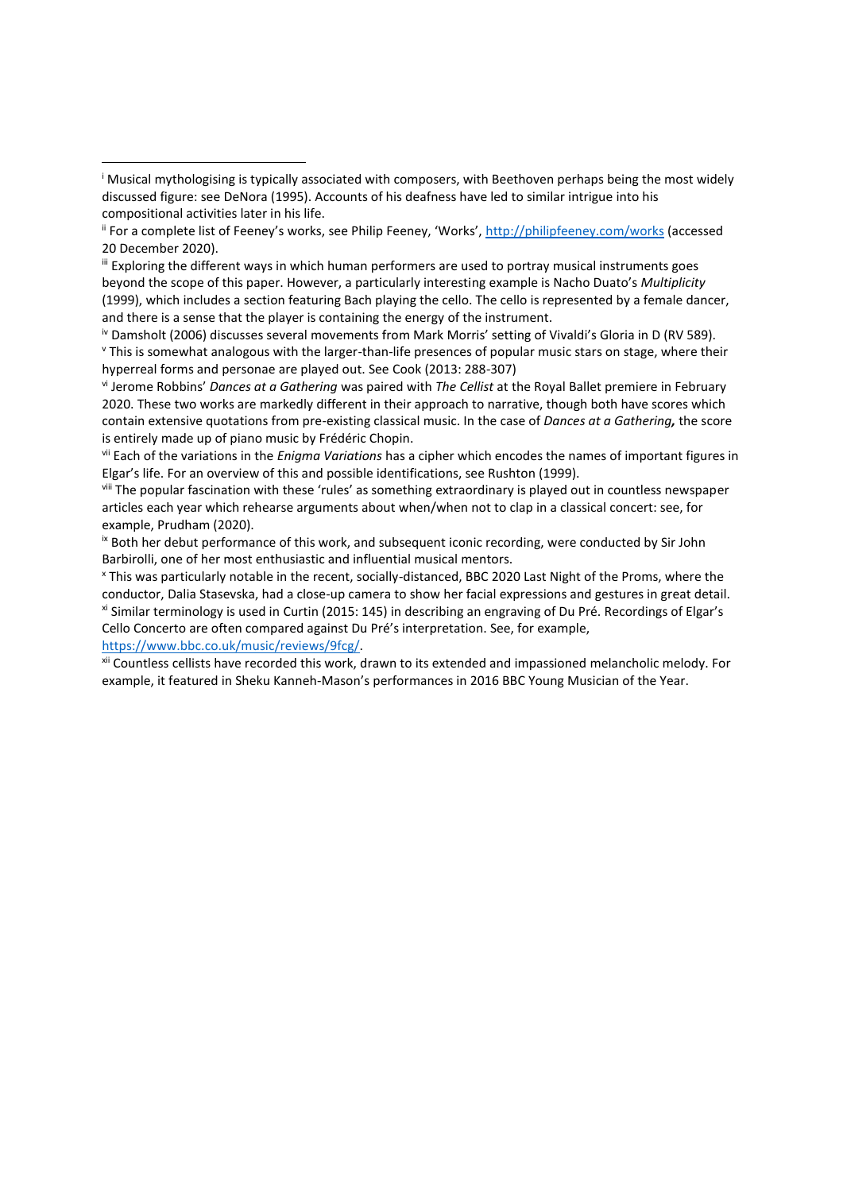[i] Musical mythologising is typically associated with composers, with Beethoven perhaps being the most widely discussed figure: see DeNora (1995). Accounts of his deafness have led to similar intrigue into his compositional activities later in his life.

[ii] For a complete list of Feeney's works, see Philip Feeney, 'Works', http://philipfeeney.com/works (accessed 20 December 2020).

[iii] Exploring the different ways in which human performers are used to portray musical instruments goes beyond the scope of this paper. However, a particularly interesting example is Nacho Duato's *Multiplicity* (1999), which includes a section featuring Bach playing the cello. The cello is represented by a female dancer, and there is a sense that the player is containing the energy of the instrument.

[iv] Damsholt (2006) discusses several movements from Mark Morris' setting of Vivaldi's Gloria in D (RV 589).

[v] This is somewhat analogous with the larger-than-life presences of popular music stars on stage, where their hyperreal forms and personae are played out. See Cook (2013: 288-307)

[vi] Jerome Robbins' *Dances at a Gathering* was paired with *The Cellist* at the Royal Ballet premiere in February 2020. These two works are markedly different in their approach to narrative, though both have scores which contain extensive quotations from pre-existing classical music. In the case of *Dances at a Gathering,* the score is entirely made up of piano music by Frédéric Chopin.

[vii] Each of the variations in the *Enigma Variations* has a cipher which encodes the names of important figures in Elgar's life. For an overview of this and possible identifications, see Rushton (1999).

[viii] The popular fascination with these 'rules' as something extraordinary is played out in countless newspaper articles each year which rehearse arguments about when/when not to clap in a classical concert: see, for example, Prudham (2020).

[ix] Both her debut performance of this work, and subsequent iconic recording, were conducted by Sir John Barbirolli, one of her most enthusiastic and influential musical mentors.

[x] This was particularly notable in the recent, socially-distanced, BBC 2020 Last Night of the Proms, where the conductor, Dalia Stasevska, had a close-up camera to show her facial expressions and gestures in great detail.

[xi] Similar terminology is used in Curtin (2015: 145) in describing an engraving of Du Pré. Recordings of Elgar's Cello Concerto are often compared against Du Pré's interpretation. See, for example, https://www.bbc.co.uk/music/reviews/9fcg/.

[xii] Countless cellists have recorded this work, drawn to its extended and impassioned melancholic melody. For example, it featured in Sheku Kanneh-Mason's performances in 2016 BBC Young Musician of the Year.